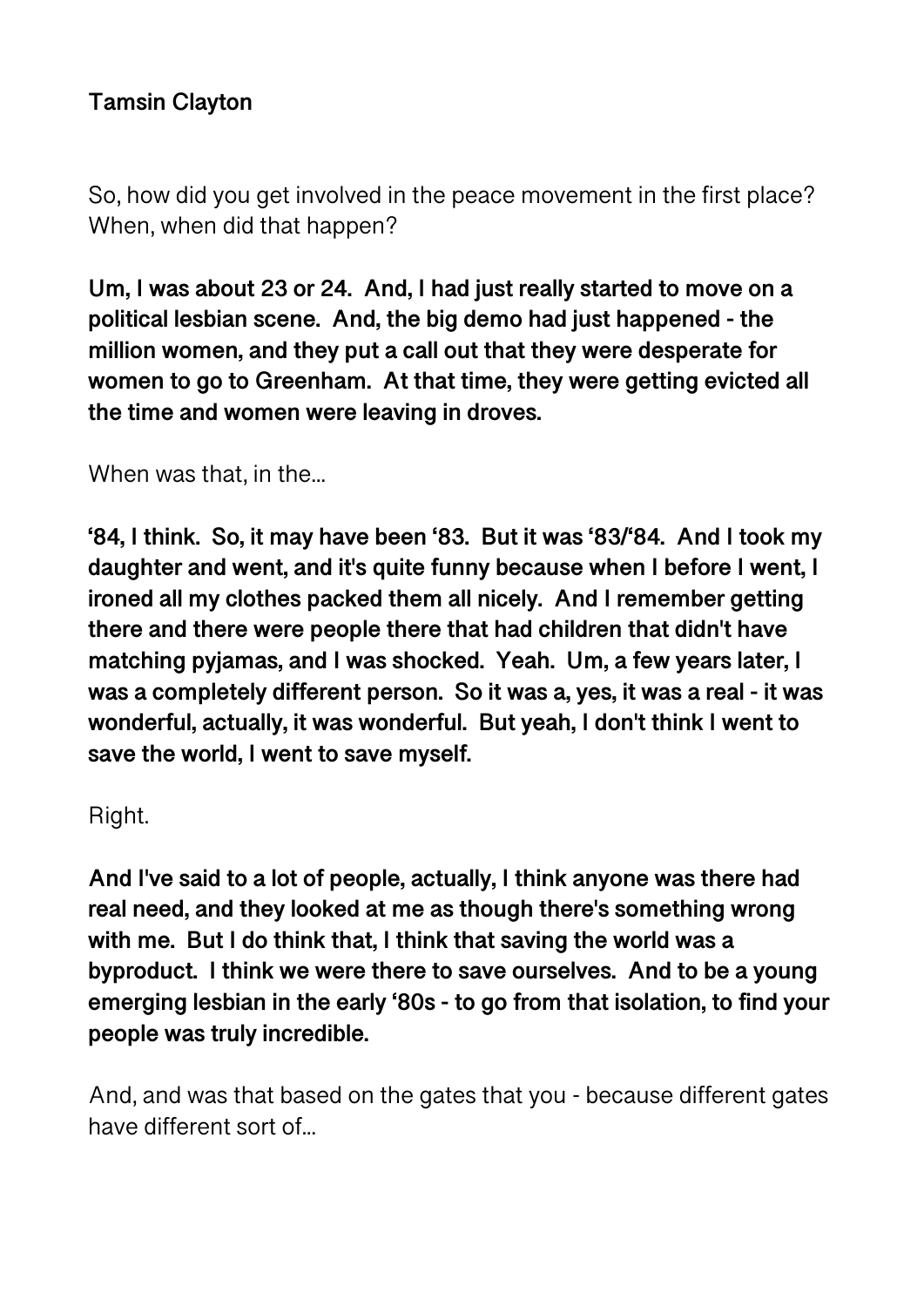**Tamsin Clayton**

So, how did you get involved in the peace movement in the first place? When, when did that happen?

**Um, I was about 23 or 24. And, I had just really started to move on a political lesbian scene. And, the big demo had just happened - the million women, and they put a call out that they were desperate for women to go to Greenham. At that time, they were getting evicted all the time and women were leaving in droves.**

When was that, in the...

**'84, I think. So, it may have been '83. But it was '83/'84. And I took my daughter and went, and it's quite funny because when I before I went, I ironed all my clothes packed them all nicely. And I remember getting there and there were people there that had children that didn't have matching pyjamas, and I was shocked. Yeah. Um, a few years later, I was a completely different person. So it was a, yes, it was a real - it was wonderful, actually, it was wonderful. But yeah, I don't think I went to save the world, I went to save myself.**

Right.

**And I've said to a lot of people, actually, I think anyone was there had real need, and they looked at me as though there's something wrong with me. But I do think that, I think that saving the world was a byproduct. I think we were there to save ourselves. And to be a young emerging lesbian in the early '80s - to go from that isolation, to find your people was truly incredible.**

And, and was that based on the gates that you - because different gates have different sort of...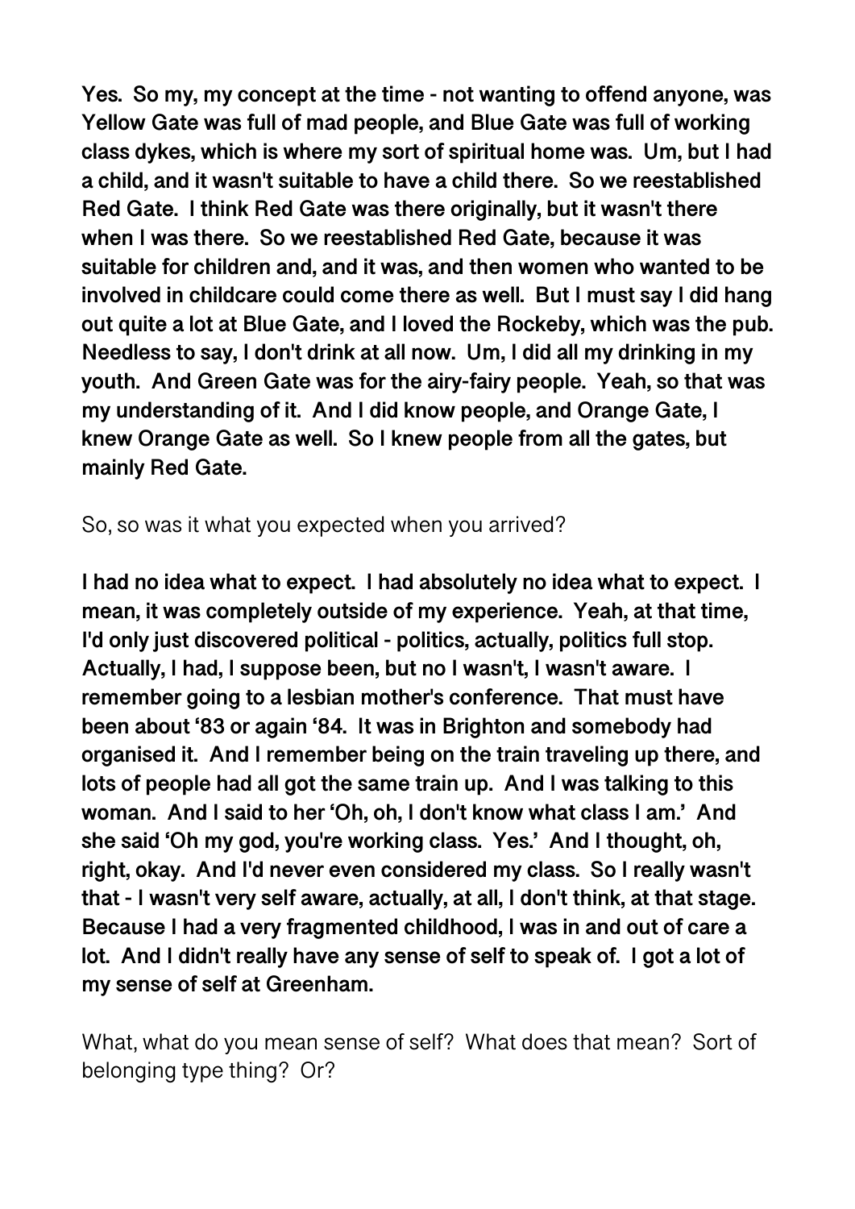**Yes. So my, my concept at the time - not wanting to offend anyone, was Yellow Gate was full of mad people, and Blue Gate was full of working class dykes, which is where my sort of spiritual home was. Um, but I had a child, and it wasn't suitable to have a child there. So we reestablished Red Gate. I think Red Gate was there originally, but it wasn't there when I was there. So we reestablished Red Gate, because it was suitable for children and, and it was, and then women who wanted to be involved in childcare could come there as well. But I must say I did hang out quite a lot at Blue Gate, and I loved the Rockeby, which was the pub. Needless to say, I don't drink at all now. Um, I did all my drinking in my youth. And Green Gate was for the airy-fairy people. Yeah, so that was my understanding of it. And I did know people, and Orange Gate, I knew Orange Gate as well. So I knew people from all the gates, but mainly Red Gate.**

So, so was it what you expected when you arrived?

**I had no idea what to expect. I had absolutely no idea what to expect. I mean, it was completely outside of my experience. Yeah, at that time, I'd only just discovered political - politics, actually, politics full stop. Actually, I had, I suppose been, but no I wasn't, I wasn't aware. I remember going to a lesbian mother's conference. That must have been about '83 or again '84. It was in Brighton and somebody had organised it. And I remember being on the train traveling up there, and lots of people had all got the same train up. And I was talking to this woman. And I said to her 'Oh, oh, I don't know what class I am.' And she said 'Oh my god, you're working class. Yes.' And I thought, oh, right, okay. And I'd never even considered my class. So I really wasn't that - I wasn't very self aware, actually, at all, I don't think, at that stage. Because I had a very fragmented childhood, I was in and out of care a lot. And I didn't really have any sense of self to speak of. I got a lot of my sense of self at Greenham.**

What, what do you mean sense of self? What does that mean? Sort of belonging type thing? Or?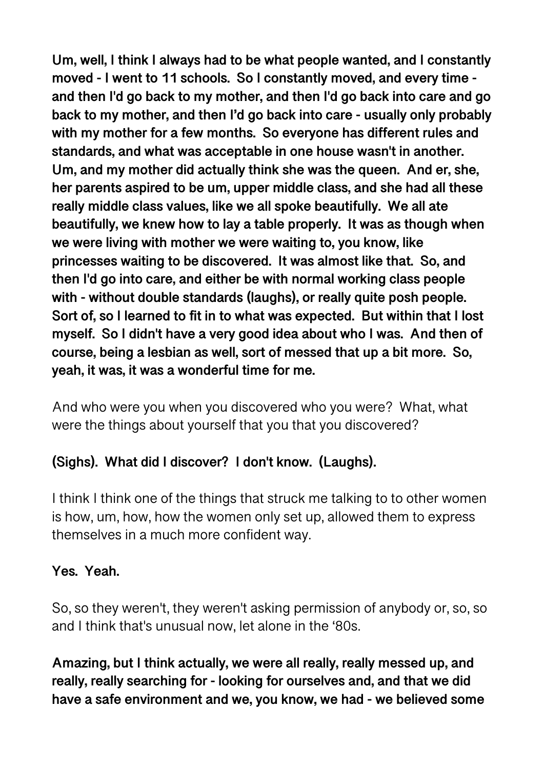**Um, well, I think I always had to be what people wanted, and I constantly moved - I went to 11 schools. So I constantly moved, and every time - and then I'd go back to my mother, and then I'd go back into care and go back to my mother, and then I'd go back into care - usually only probably with my mother for a few months. So everyone has different rules and standards, and what was acceptable in one house wasn't in another. Um, and my mother did actually think she was the queen. And er, she, her parents aspired to be um, upper middle class, and she had all these really middle class values, like we all spoke beautifully. We all ate beautifully, we knew how to lay a table properly. It was as though when we were living with mother we were waiting to, you know, like princesses waiting to be discovered. It was almost like that. So, and then I'd go into care, and either be with normal working class people with - without double standards (laughs), or really quite posh people. Sort of, so I learned to fit in to what was expected. But within that I lost myself. So I didn't have a very good idea about who I was. And then of course, being a lesbian as well, sort of messed that up a bit more. So, yeah, it was, it was a wonderful time for me.**

And who were you when you discovered who you were? What, what were the things about yourself that you that you discovered?

**(Sighs). What did I discover? I don't know. (Laughs).**

I think I think one of the things that struck me talking to to other women is how, um, how, how the women only set up, allowed them to express themselves in a much more confident way.

**Yes. Yeah.**

So, so they weren't, they weren't asking permission of anybody or, so, so and I think that's unusual now, let alone in the '80s.

**Amazing, but I think actually, we were all really, really messed up, and really, really searching for - looking for ourselves and, and that we did have a safe environment and we, you know, we had - we believed some**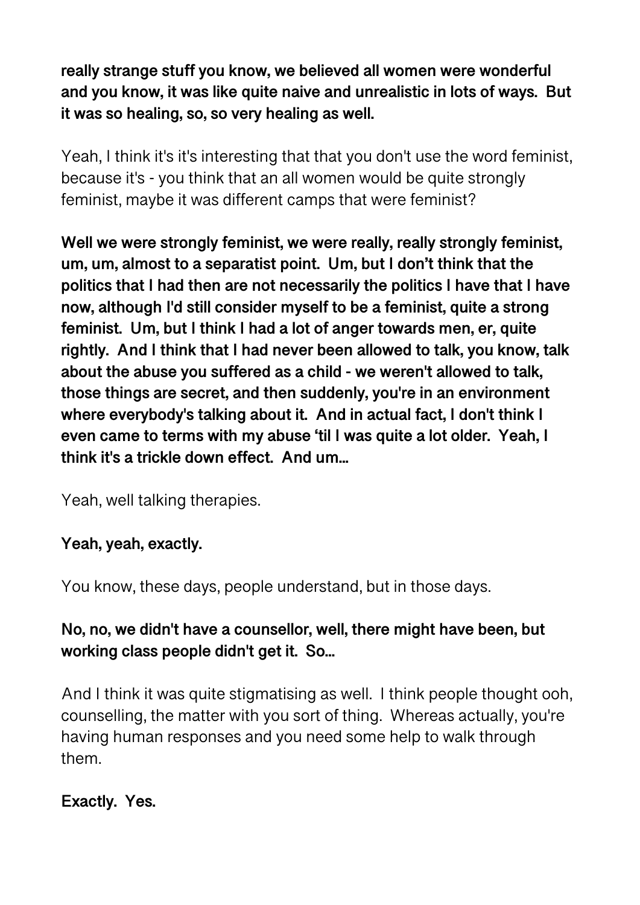**really strange stuff you know, we believed all women were wonderful and you know, it was like quite naive and unrealistic in lots of ways. But it was so healing, so, so very healing as well.**

Yeah, I think it's it's interesting that that you don't use the word feminist, because it's - you think that an all women would be quite strongly feminist, maybe it was different camps that were feminist?

**Well we were strongly feminist, we were really, really strongly feminist, um, um, almost to a separatist point. Um, but I don't think that the politics that I had then are not necessarily the politics I have that I have now, although I'd still consider myself to be a feminist, quite a strong feminist. Um, but I think I had a lot of anger towards men, er, quite rightly. And I think that I had never been allowed to talk, you know, talk about the abuse you suffered as a child - we weren't allowed to talk, those things are secret, and then suddenly, you're in an environment where everybody's talking about it. And in actual fact, I don't think I even came to terms with my abuse 'til I was quite a lot older. Yeah, I think it's a trickle down effect. And um…**

Yeah, well talking therapies.

**Yeah, yeah, exactly.**

You know, these days, people understand, but in those days.

**No, no, we didn't have a counsellor, well, there might have been, but working class people didn't get it. So…**

And I think it was quite stigmatising as well. I think people thought ooh, counselling, the matter with you sort of thing. Whereas actually, you're having human responses and you need some help to walk through them.

**Exactly. Yes.**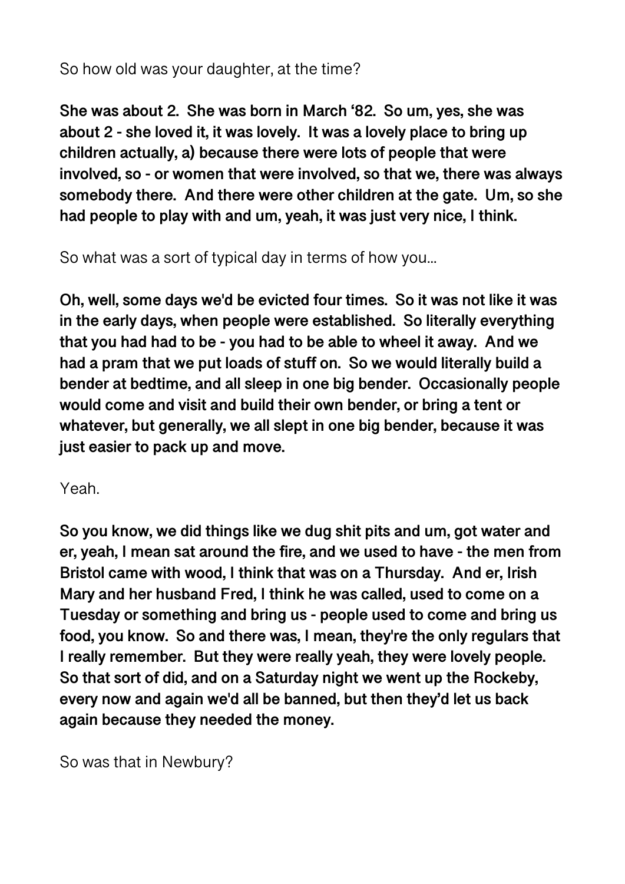So how old was your daughter, at the time?

**She was about 2. She was born in March '82. So um, yes, she was about 2 - she loved it, it was lovely. It was a lovely place to bring up children actually, a) because there were lots of people that were involved, so - or women that were involved, so that we, there was always somebody there. And there were other children at the gate. Um, so she had people to play with and um, yeah, it was just very nice, I think.**

So what was a sort of typical day in terms of how you...

**Oh, well, some days we'd be evicted four times. So it was not like it was in the early days, when people were established. So literally everything that you had had to be - you had to be able to wheel it away. And we had a pram that we put loads of stuff on. So we would literally build a bender at bedtime, and all sleep in one big bender. Occasionally people would come and visit and build their own bender, or bring a tent or whatever, but generally, we all slept in one big bender, because it was just easier to pack up and move.**

Yeah.

**So you know, we did things like we dug shit pits and um, got water and er, yeah, I mean sat around the fire, and we used to have - the men from Bristol came with wood, I think that was on a Thursday. And er, Irish Mary and her husband Fred, I think he was called, used to come on a Tuesday or something and bring us - people used to come and bring us food, you know. So and there was, I mean, they're the only regulars that I really remember. But they were really yeah, they were lovely people. So that sort of did, and on a Saturday night we went up the Rockeby, every now and again we'd all be banned, but then they'd let us back again because they needed the money.**

So was that in Newbury?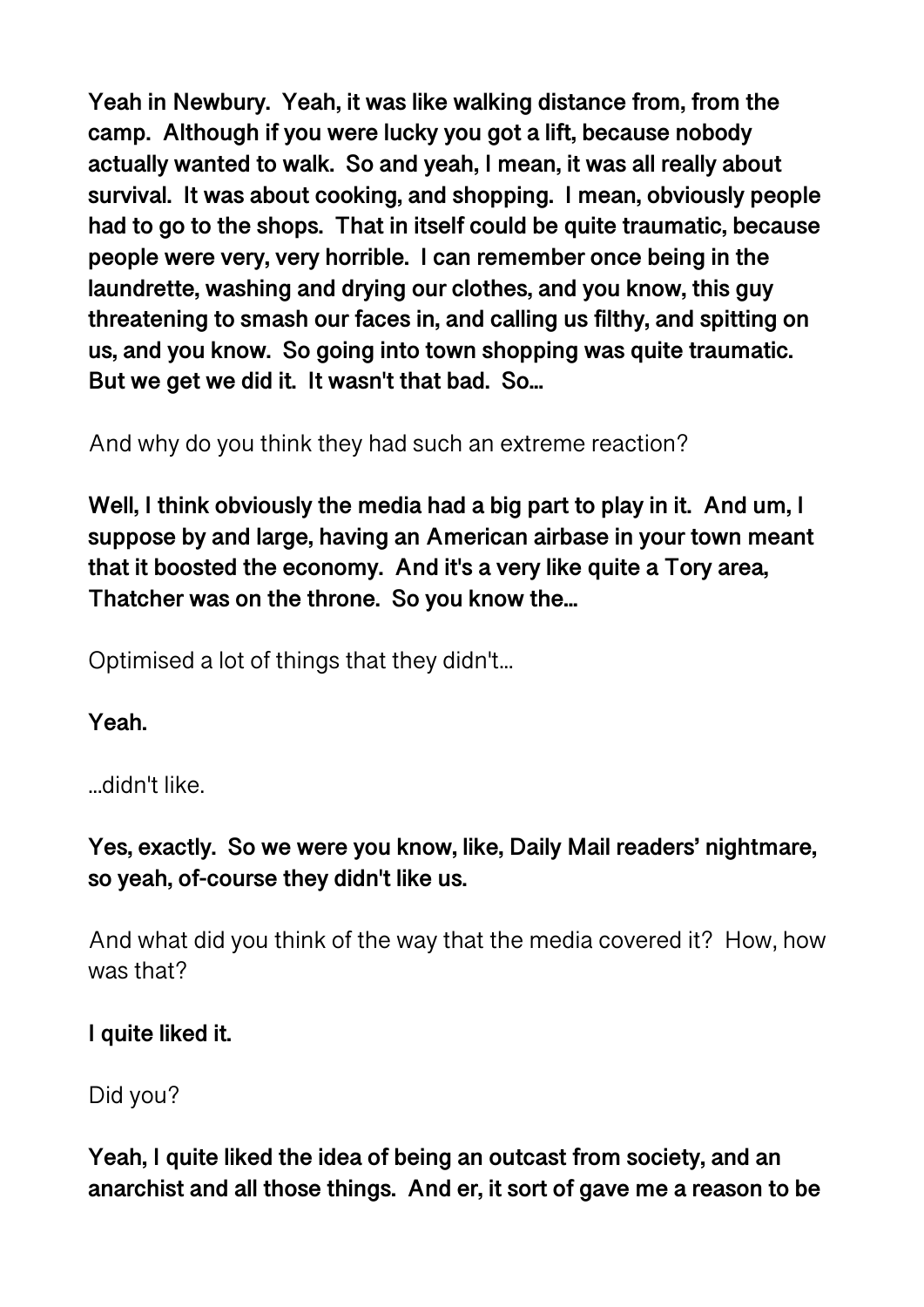**Yeah in Newbury. Yeah, it was like walking distance from, from the camp. Although if you were lucky you got a lift, because nobody actually wanted to walk. So and yeah, I mean, it was all really about survival. It was about cooking, and shopping. I mean, obviously people had to go to the shops. That in itself could be quite traumatic, because people were very, very horrible. I can remember once being in the laundrette, washing and drying our clothes, and you know, this guy threatening to smash our faces in, and calling us filthy, and spitting on us, and you know. So going into town shopping was quite traumatic. But we get we did it. It wasn't that bad. So...**

And why do you think they had such an extreme reaction?

**Well, I think obviously the media had a big part to play in it. And um, I suppose by and large, having an American airbase in your town meant that it boosted the economy. And it's a very like quite a Tory area, Thatcher was on the throne. So you know the...**

Optimised a lot of things that they didn't...

**Yeah.**

...didn't like.

**Yes, exactly. So we were you know, like, Daily Mail readers' nightmare, so yeah, of-course they didn't like us.**

And what did you think of the way that the media covered it? How, how was that?

**I quite liked it.**

Did you?

**Yeah, I quite liked the idea of being an outcast from society, and an anarchist and all those things. And er, it sort of gave me a reason to be**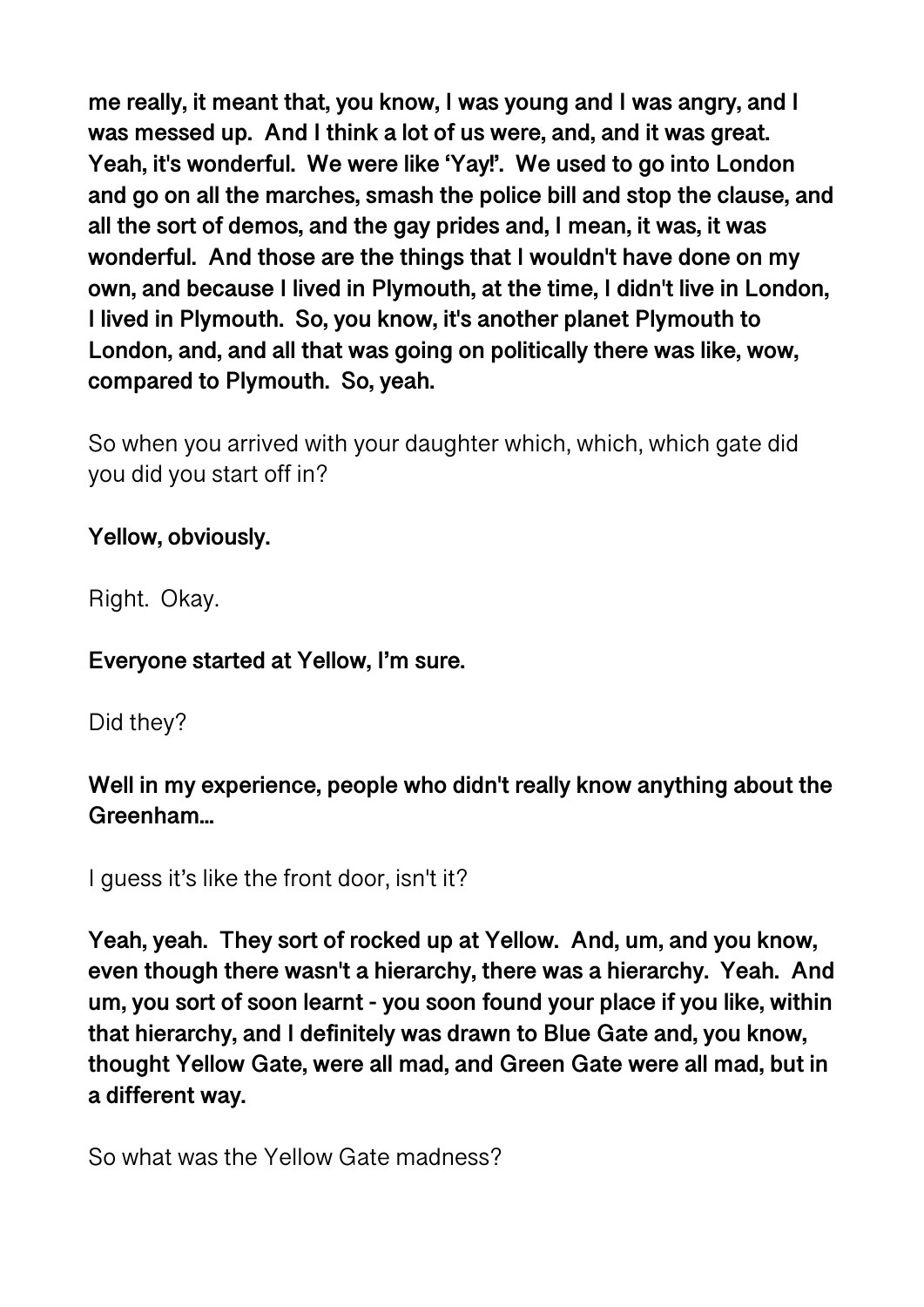**me really, it meant that, you know, I was young and I was angry, and I was messed up. And I think a lot of us were, and, and it was great. Yeah, it's wonderful. We were like 'Yay!'. We used to go into London and go on all the marches, smash the police bill and stop the clause, and all the sort of demos, and the gay prides and, I mean, it was, it was wonderful. And those are the things that I wouldn't have done on my own, and because I lived in Plymouth, at the time, I didn't live in London, I lived in Plymouth. So, you know, it's another planet Plymouth to London, and, and all that was going on politically there was like, wow, compared to Plymouth. So, yeah.**

So when you arrived with your daughter which, which, which gate did you did you start off in?

**Yellow, obviously.**

Right. Okay.

**Everyone started at Yellow, I'm sure.**

Did they?

**Well in my experience, people who didn't really know anything about the Greenham...**

I guess it's like the front door, isn't it?

**Yeah, yeah. They sort of rocked up at Yellow. And, um, and you know, even though there wasn't a hierarchy, there was a hierarchy. Yeah. And um, you sort of soon learnt - you soon found your place if you like, within that hierarchy, and I definitely was drawn to Blue Gate and, you know, thought Yellow Gate, were all mad, and Green Gate were all mad, but in a different way.**

So what was the Yellow Gate madness?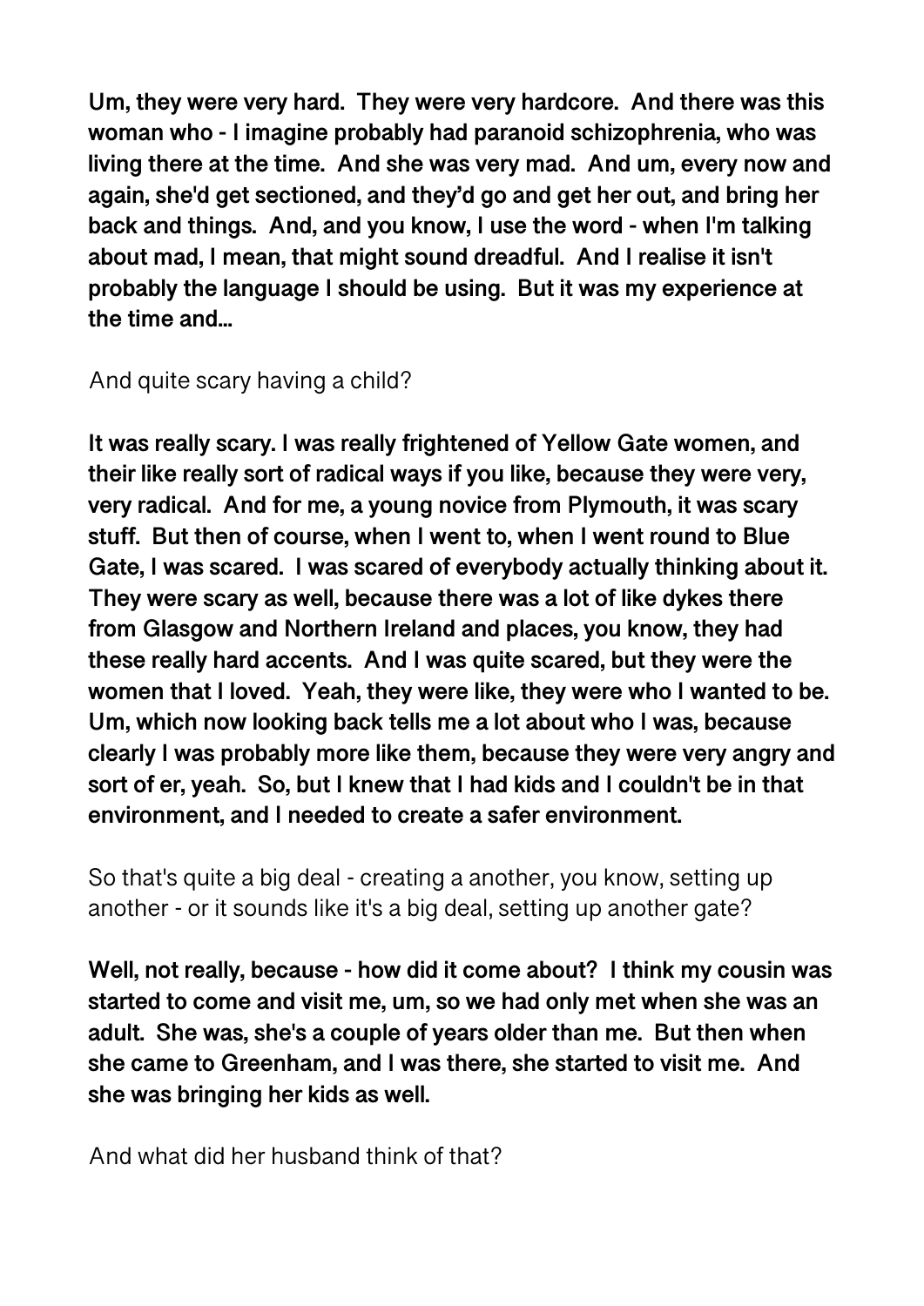**Um, they were very hard. They were very hardcore. And there was this woman who - I imagine probably had paranoid schizophrenia, who was living there at the time. And she was very mad. And um, every now and again, she'd get sectioned, and they'd go and get her out, and bring her back and things. And, and you know, I use the word - when I'm talking about mad, I mean, that might sound dreadful. And I realise it isn't probably the language I should be using. But it was my experience at the time and...**

And quite scary having a child?

**It was really scary. I was really frightened of Yellow Gate women, and their like really sort of radical ways if you like, because they were very, very radical. And for me, a young novice from Plymouth, it was scary stuff. But then of course, when I went to, when I went round to Blue Gate, I was scared. I was scared of everybody actually thinking about it. They were scary as well, because there was a lot of like dykes there from Glasgow and Northern Ireland and places, you know, they had these really hard accents. And I was quite scared, but they were the women that I loved. Yeah, they were like, they were who I wanted to be. Um, which now looking back tells me a lot about who I was, because clearly I was probably more like them, because they were very angry and sort of er, yeah. So, but I knew that I had kids and I couldn't be in that environment, and I needed to create a safer environment.**

So that's quite a big deal - creating a another, you know, setting up another - or it sounds like it's a big deal, setting up another gate?

**Well, not really, because - how did it come about? I think my cousin was started to come and visit me, um, so we had only met when she was an adult. She was, she's a couple of years older than me. But then when she came to Greenham, and I was there, she started to visit me. And she was bringing her kids as well.**

And what did her husband think of that?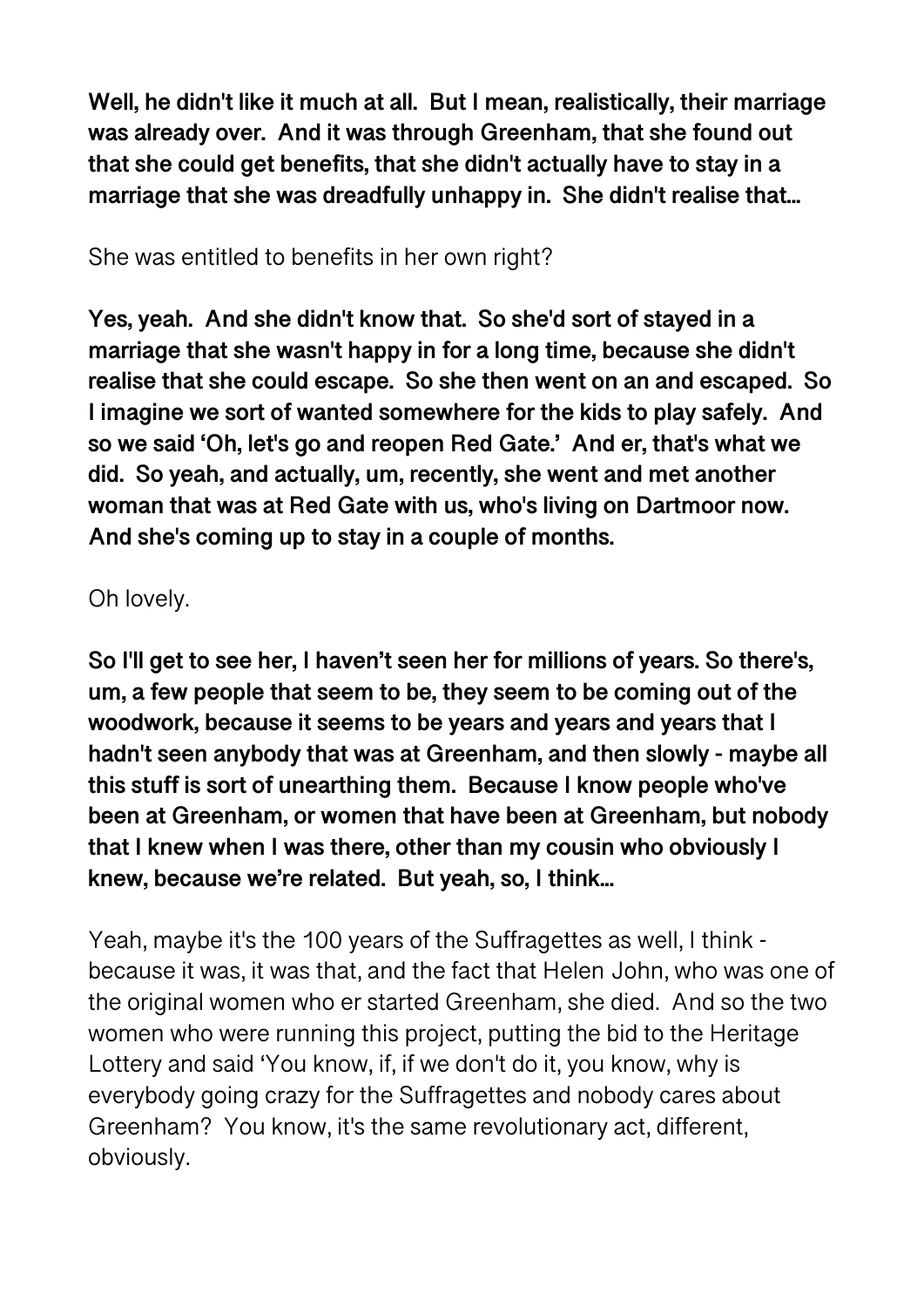**Well, he didn't like it much at all. But I mean, realistically, their marriage was already over. And it was through Greenham, that she found out that she could get benefits, that she didn't actually have to stay in a marriage that she was dreadfully unhappy in. She didn't realise that…**

She was entitled to benefits in her own right?

**Yes, yeah. And she didn't know that. So she'd sort of stayed in a marriage that she wasn't happy in for a long time, because she didn't realise that she could escape. So she then went on an and escaped. So I imagine we sort of wanted somewhere for the kids to play safely. And so we said 'Oh, let's go and reopen Red Gate.' And er, that's what we did. So yeah, and actually, um, recently, she went and met another woman that was at Red Gate with us, who's living on Dartmoor now. And she's coming up to stay in a couple of months.**

Oh lovely.

**So I'll get to see her, I haven't seen her for millions of years. So there's, um, a few people that seem to be, they seem to be coming out of the woodwork, because it seems to be years and years and years that I hadn't seen anybody that was at Greenham, and then slowly - maybe all this stuff is sort of unearthing them. Because I know people who've been at Greenham, or women that have been at Greenham, but nobody that I knew when I was there, other than my cousin who obviously I knew, because we're related. But yeah, so, I think…**

Yeah, maybe it's the 100 years of the Suffragettes as well, I think - because it was, it was that, and the fact that Helen John, who was one of the original women who er started Greenham, she died. And so the two women who were running this project, putting the bid to the Heritage Lottery and said 'You know, if, if we don't do it, you know, why is everybody going crazy for the Suffragettes and nobody cares about Greenham? You know, it's the same revolutionary act, different, obviously.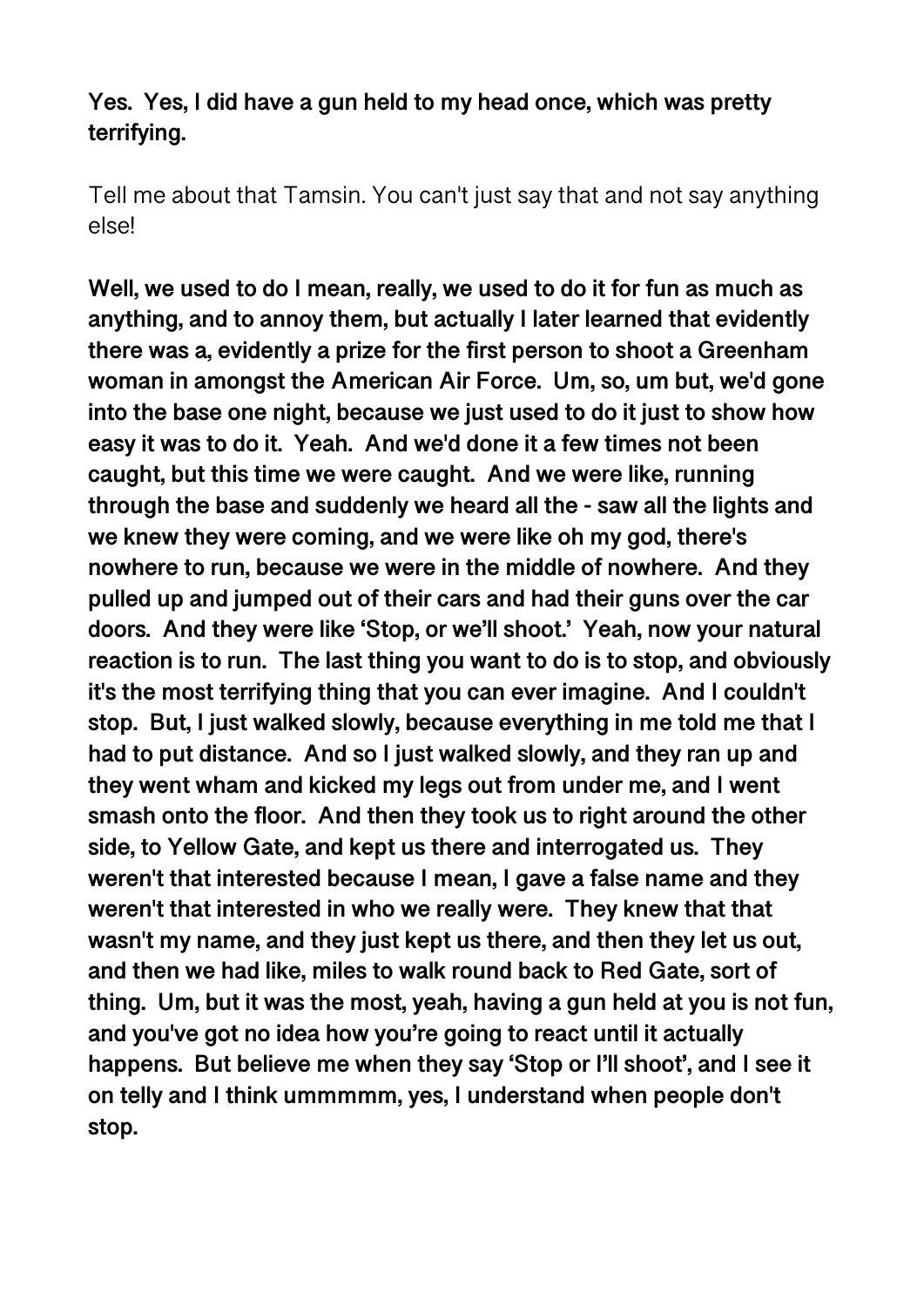**Yes. Yes, I did have a gun held to my head once, which was pretty terrifying.**

Tell me about that Tamsin. You can't just say that and not say anything else!

**Well, we used to do I mean, really, we used to do it for fun as much as anything, and to annoy them, but actually I later learned that evidently there was a, evidently a prize for the first person to shoot a Greenham woman in amongst the American Air Force. Um, so, um but, we'd gone into the base one night, because we just used to do it just to show how easy it was to do it. Yeah. And we'd done it a few times not been caught, but this time we were caught. And we were like, running through the base and suddenly we heard all the - saw all the lights and we knew they were coming, and we were like oh my god, there's nowhere to run, because we were in the middle of nowhere. And they pulled up and jumped out of their cars and had their guns over the car doors. And they were like 'Stop, or we'll shoot.' Yeah, now your natural reaction is to run. The last thing you want to do is to stop, and obviously it's the most terrifying thing that you can ever imagine. And I couldn't stop. But, I just walked slowly, because everything in me told me that I had to put distance. And so I just walked slowly, and they ran up and they went wham and kicked my legs out from under me, and I went smash onto the floor. And then they took us to right around the other side, to Yellow Gate, and kept us there and interrogated us. They weren't that interested because I mean, I gave a false name and they weren't that interested in who we really were. They knew that that wasn't my name, and they just kept us there, and then they let us out, and then we had like, miles to walk round back to Red Gate, sort of thing. Um, but it was the most, yeah, having a gun held at you is not fun, and you've got no idea how you're going to react until it actually happens. But believe me when they say 'Stop or I'll shoot', and I see it on telly and I think ummmmm, yes, I understand when people don't stop.**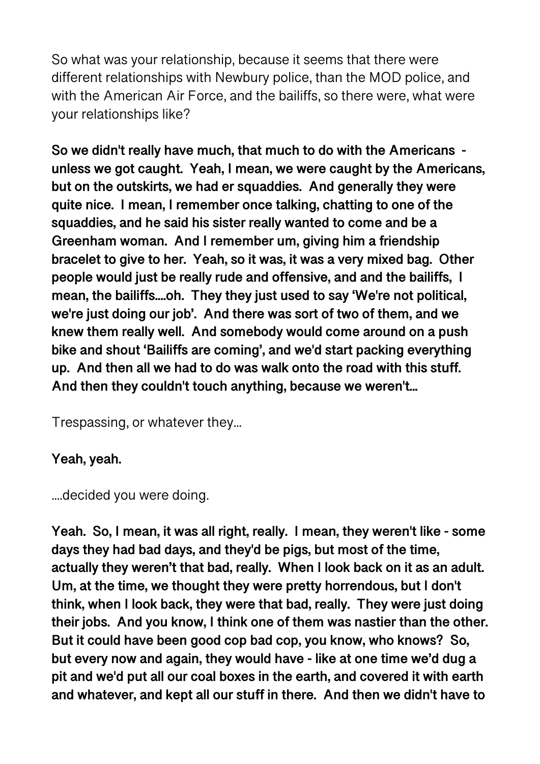So what was your relationship, because it seems that there were different relationships with Newbury police, than the MOD police, and with the American Air Force, and the bailiffs, so there were, what were your relationships like?

**So we didn't really have much, that much to do with the Americans - unless we got caught. Yeah, I mean, we were caught by the Americans, but on the outskirts, we had er squaddies. And generally they were quite nice. I mean, I remember once talking, chatting to one of the squaddies, and he said his sister really wanted to come and be a Greenham woman. And I remember um, giving him a friendship bracelet to give to her. Yeah, so it was, it was a very mixed bag. Other people would just be really rude and offensive, and and the bailiffs, I mean, the bailiffs....oh. They they just used to say 'We're not political, we're just doing our job'. And there was sort of two of them, and we knew them really well. And somebody would come around on a push bike and shout 'Bailiffs are coming', and we'd start packing everything up. And then all we had to do was walk onto the road with this stuff. And then they couldn't touch anything, because we weren't...**

Trespassing, or whatever they...

**Yeah, yeah.**

....decided you were doing.

**Yeah. So, I mean, it was all right, really. I mean, they weren't like - some days they had bad days, and they'd be pigs, but most of the time, actually they weren't that bad, really. When I look back on it as an adult. Um, at the time, we thought they were pretty horrendous, but I don't think, when I look back, they were that bad, really. They were just doing their jobs. And you know, I think one of them was nastier than the other. But it could have been good cop bad cop, you know, who knows? So, but every now and again, they would have - like at one time we'd dug a pit and we'd put all our coal boxes in the earth, and covered it with earth and whatever, and kept all our stuff in there. And then we didn't have to**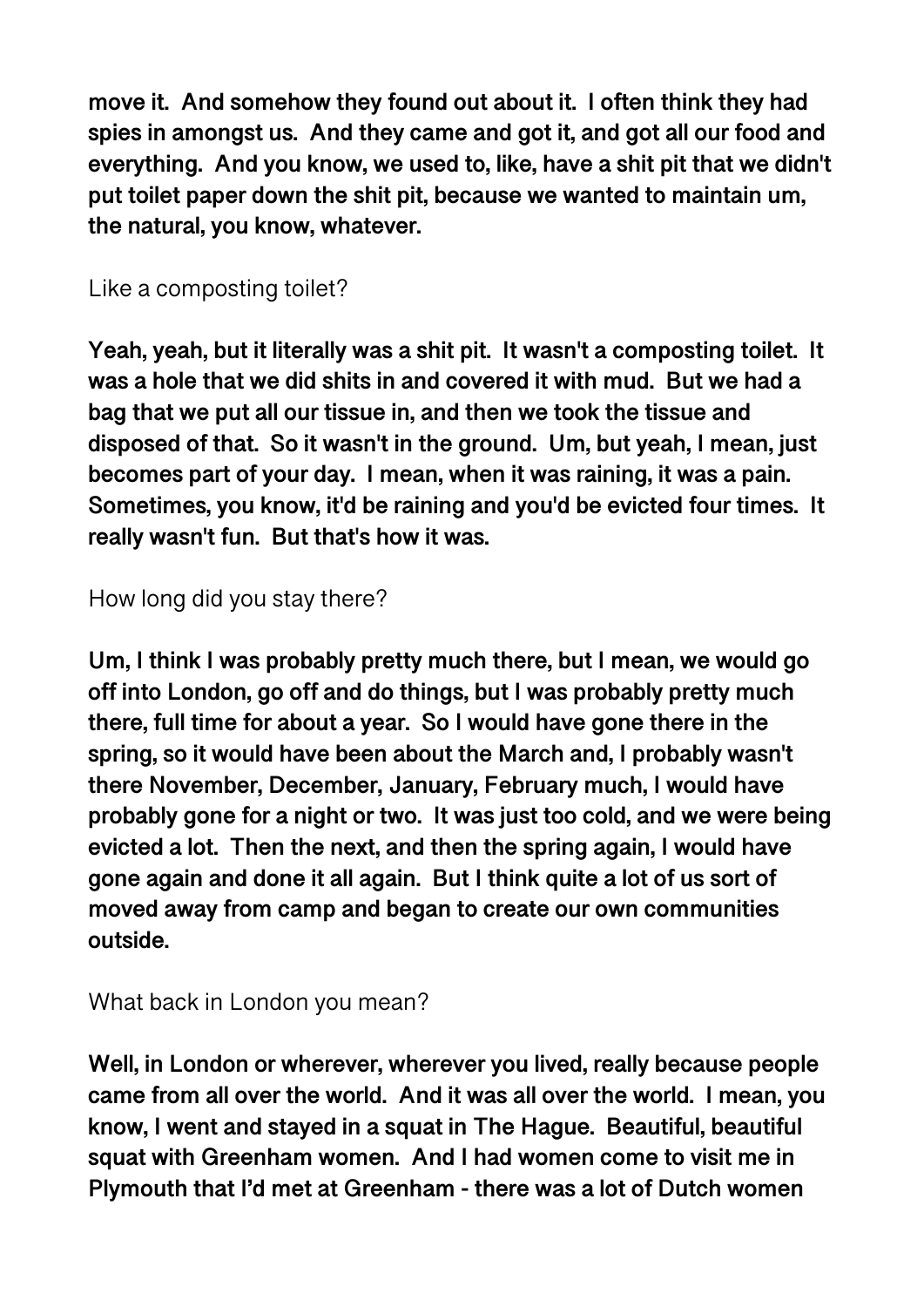**move it. And somehow they found out about it. I often think they had spies in amongst us. And they came and got it, and got all our food and everything. And you know, we used to, like, have a shit pit that we didn't put toilet paper down the shit pit, because we wanted to maintain um, the natural, you know, whatever.**

Like a composting toilet?

**Yeah, yeah, but it literally was a shit pit. It wasn't a composting toilet. It was a hole that we did shits in and covered it with mud. But we had a bag that we put all our tissue in, and then we took the tissue and disposed of that. So it wasn't in the ground. Um, but yeah, I mean, just becomes part of your day. I mean, when it was raining, it was a pain. Sometimes, you know, it'd be raining and you'd be evicted four times. It really wasn't fun. But that's how it was.**

How long did you stay there?

**Um, I think I was probably pretty much there, but I mean, we would go off into London, go off and do things, but I was probably pretty much there, full time for about a year. So I would have gone there in the spring, so it would have been about the March and, I probably wasn't there November, December, January, February much, I would have probably gone for a night or two. It was just too cold, and we were being evicted a lot. Then the next, and then the spring again, I would have gone again and done it all again. But I think quite a lot of us sort of moved away from camp and began to create our own communities outside.**

What back in London you mean?

**Well, in London or wherever, wherever you lived, really because people came from all over the world. And it was all over the world. I mean, you know, I went and stayed in a squat in The Hague. Beautiful, beautiful squat with Greenham women. And I had women come to visit me in Plymouth that I'd met at Greenham - there was a lot of Dutch women**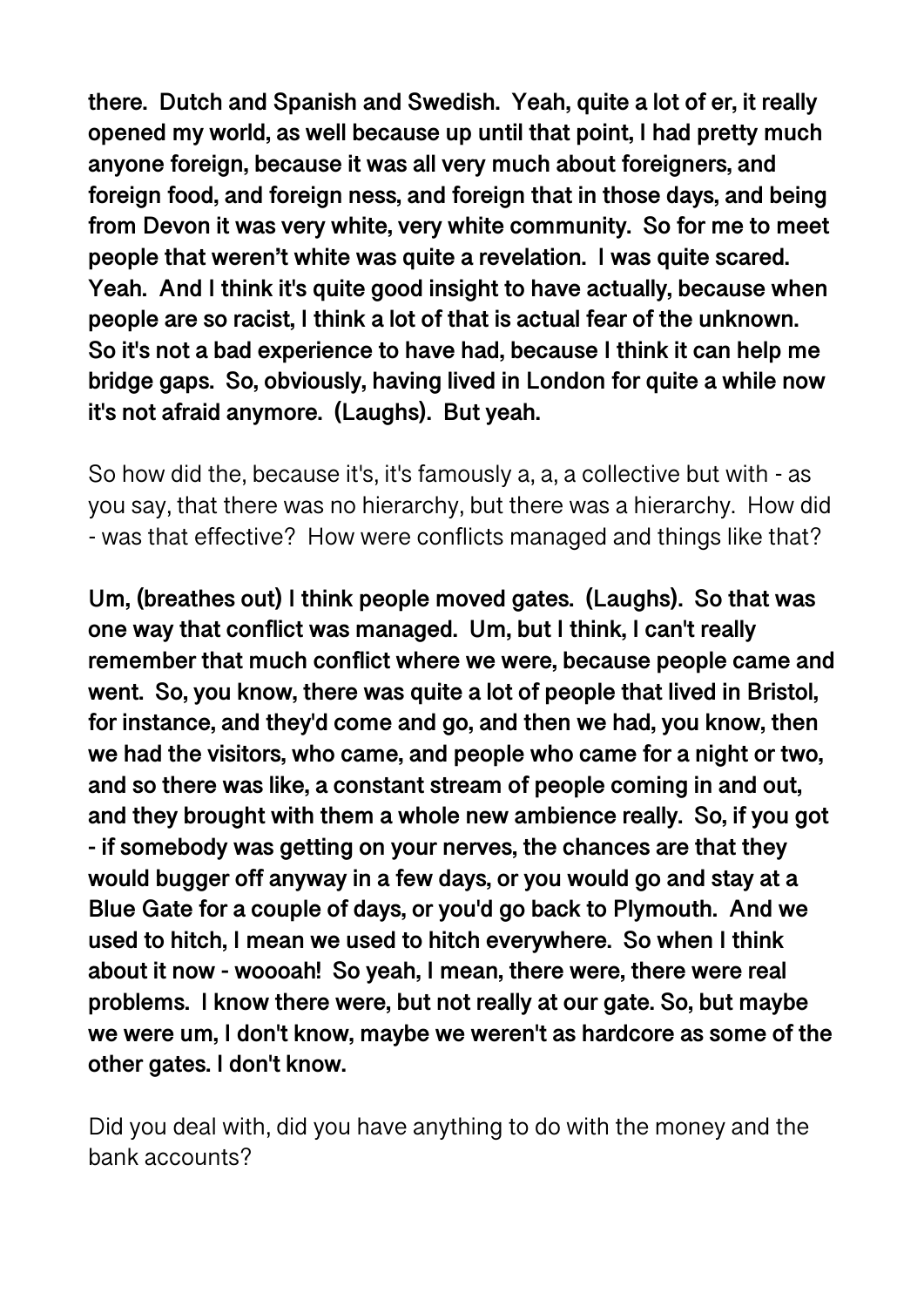**there. Dutch and Spanish and Swedish. Yeah, quite a lot of er, it really opened my world, as well because up until that point, I had pretty much anyone foreign, because it was all very much about foreigners, and foreign food, and foreign ness, and foreign that in those days, and being from Devon it was very white, very white community. So for me to meet people that weren't white was quite a revelation. I was quite scared. Yeah. And I think it's quite good insight to have actually, because when people are so racist, I think a lot of that is actual fear of the unknown. So it's not a bad experience to have had, because I think it can help me bridge gaps. So, obviously, having lived in London for quite a while now it's not afraid anymore. (Laughs). But yeah.**

So how did the, because it's, it's famously a, a, a collective but with - as you say, that there was no hierarchy, but there was a hierarchy. How did - was that effective? How were conflicts managed and things like that?

**Um, (breathes out) I think people moved gates. (Laughs). So that was one way that conflict was managed. Um, but I think, I can't really remember that much conflict where we were, because people came and went. So, you know, there was quite a lot of people that lived in Bristol, for instance, and they'd come and go, and then we had, you know, then we had the visitors, who came, and people who came for a night or two, and so there was like, a constant stream of people coming in and out, and they brought with them a whole new ambience really. So, if you got - if somebody was getting on your nerves, the chances are that they would bugger off anyway in a few days, or you would go and stay at a Blue Gate for a couple of days, or you'd go back to Plymouth. And we used to hitch, I mean we used to hitch everywhere. So when I think about it now - woooah! So yeah, I mean, there were, there were real problems. I know there were, but not really at our gate. So, but maybe we were um, I don't know, maybe we weren't as hardcore as some of the other gates. I don't know.**

Did you deal with, did you have anything to do with the money and the bank accounts?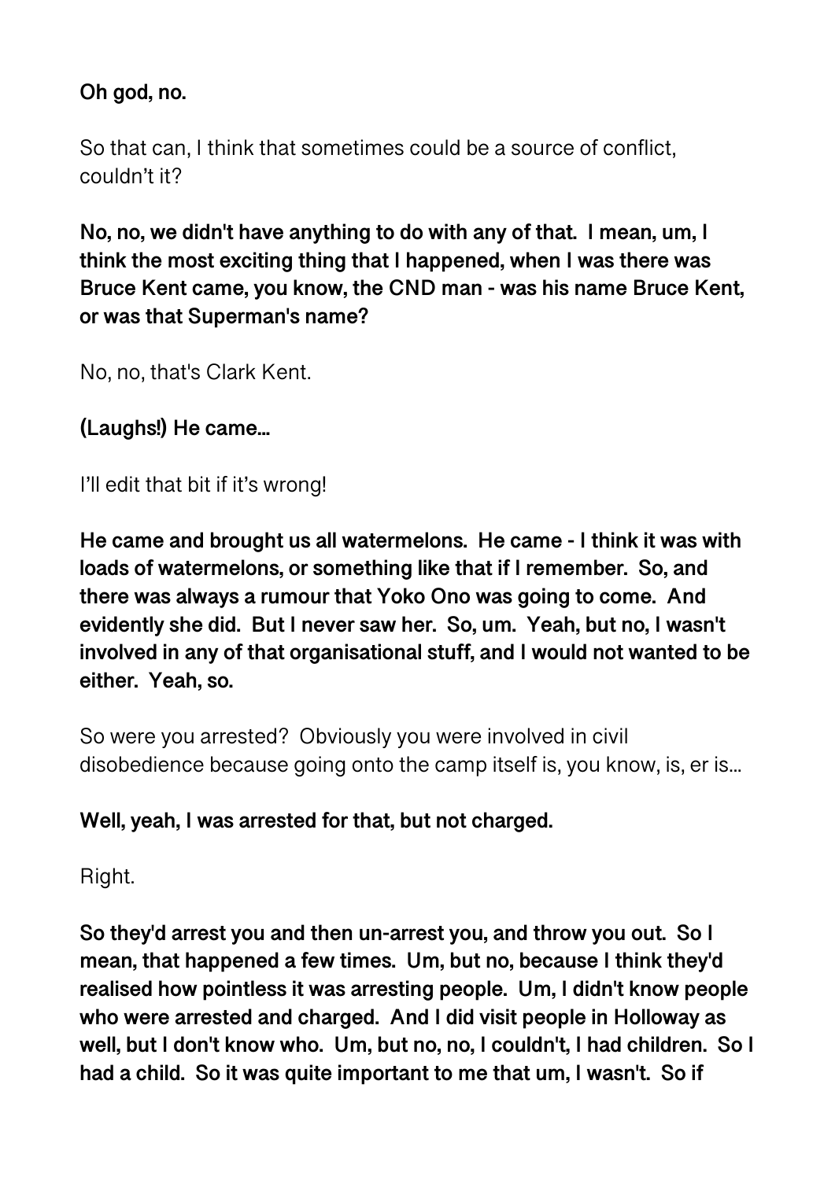**Oh god, no.**

So that can, I think that sometimes could be a source of conflict, couldn't it?

**No, no, we didn't have anything to do with any of that. I mean, um, I think the most exciting thing that I happened, when I was there was Bruce Kent came, you know, the CND man - was his name Bruce Kent, or was that Superman's name?**

No, no, that's Clark Kent.

**(Laughs!) He came…**

I'll edit that bit if it's wrong!

**He came and brought us all watermelons. He came - I think it was with loads of watermelons, or something like that if I remember. So, and there was always a rumour that Yoko Ono was going to come. And evidently she did. But I never saw her. So, um. Yeah, but no, I wasn't involved in any of that organisational stuff, and I would not wanted to be either. Yeah, so.**

So were you arrested? Obviously you were involved in civil disobedience because going onto the camp itself is, you know, is, er is…

**Well, yeah, I was arrested for that, but not charged.**

Right.

**So they'd arrest you and then un-arrest you, and throw you out. So I mean, that happened a few times. Um, but no, because I think they'd realised how pointless it was arresting people. Um, I didn't know people who were arrested and charged. And I did visit people in Holloway as well, but I don't know who. Um, but no, no, I couldn't, I had children. So I had a child. So it was quite important to me that um, I wasn't. So if**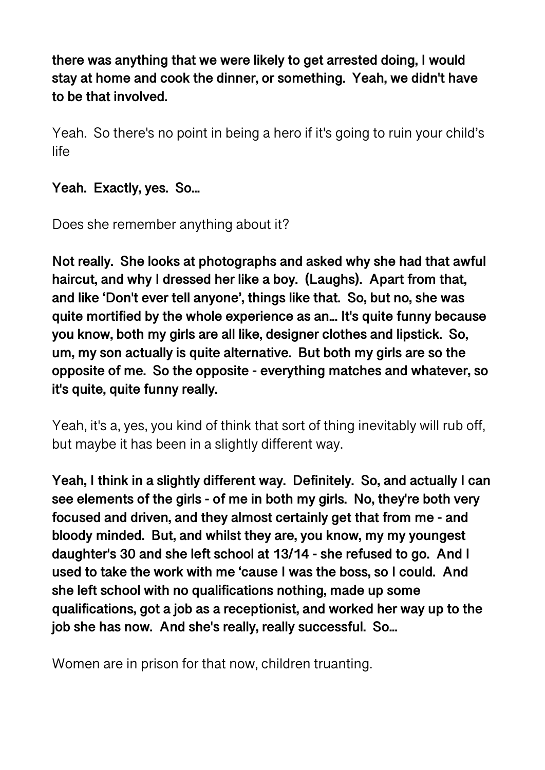**there was anything that we were likely to get arrested doing, I would stay at home and cook the dinner, or something. Yeah, we didn't have to be that involved.**

Yeah. So there's no point in being a hero if it's going to ruin your child's life

**Yeah. Exactly, yes. So…**

Does she remember anything about it?

**Not really. She looks at photographs and asked why she had that awful haircut, and why I dressed her like a boy. (Laughs). Apart from that, and like 'Don't ever tell anyone', things like that. So, but no, she was quite mortified by the whole experience as an… It's quite funny because you know, both my girls are all like, designer clothes and lipstick. So, um, my son actually is quite alternative. But both my girls are so the opposite of me. So the opposite - everything matches and whatever, so it's quite, quite funny really.**

Yeah, it's a, yes, you kind of think that sort of thing inevitably will rub off, but maybe it has been in a slightly different way.

**Yeah, I think in a slightly different way. Definitely. So, and actually I can see elements of the girls - of me in both my girls. No, they're both very focused and driven, and they almost certainly get that from me - and bloody minded. But, and whilst they are, you know, my my youngest daughter's 30 and she left school at 13/14 - she refused to go. And I used to take the work with me 'cause I was the boss, so I could. And she left school with no qualifications nothing, made up some qualifications, got a job as a receptionist, and worked her way up to the job she has now. And she's really, really successful. So…**

Women are in prison for that now, children truanting.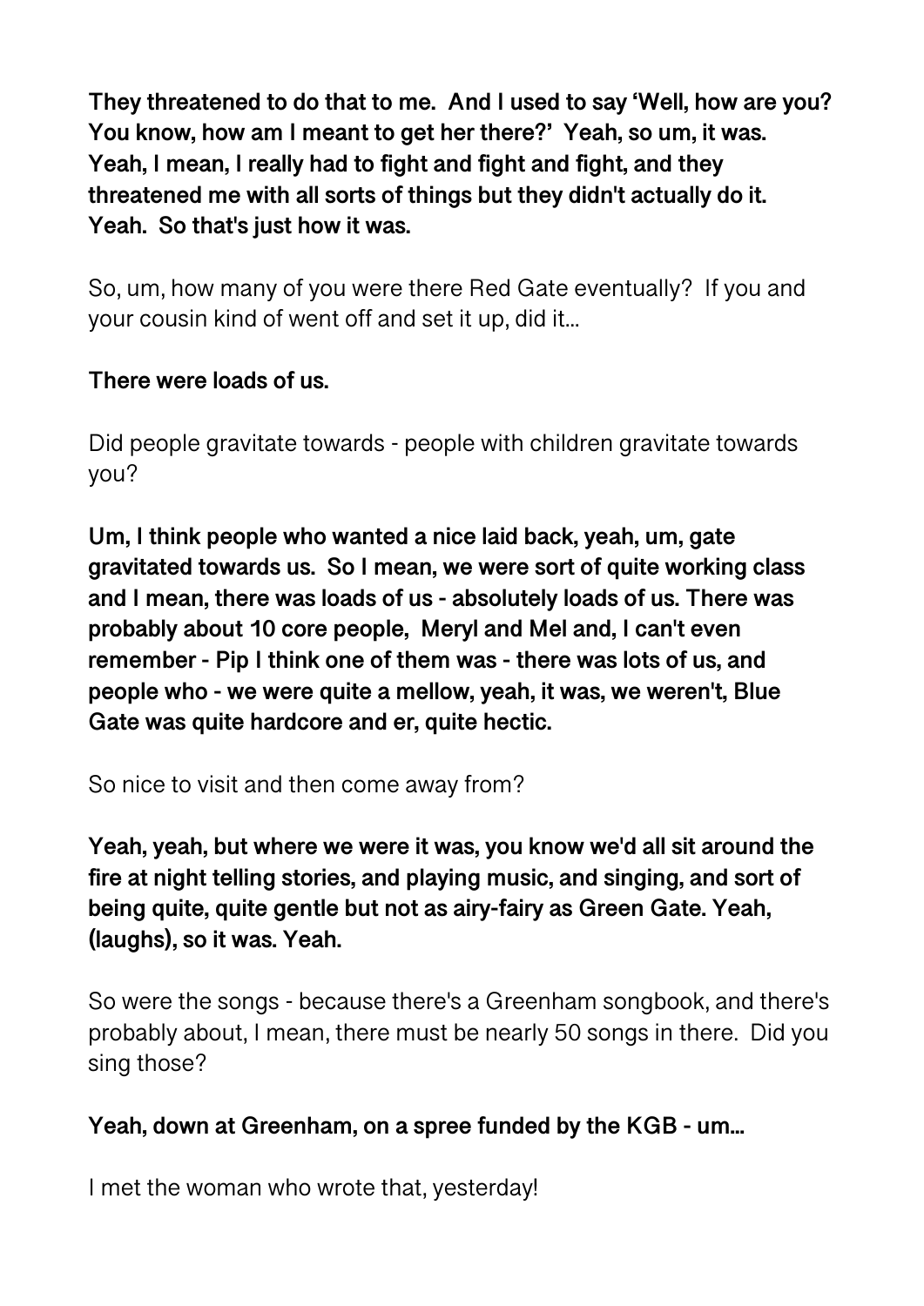**They threatened to do that to me.  And I used to say 'Well, how are you? You know, how am I meant to get her there?'  Yeah, so um, it was. Yeah, I mean, I really had to fight and fight and fight, and they threatened me with all sorts of things but they didn't actually do it. Yeah.  So that's just how it was.**

So, um, how many of you were there Red Gate eventually?  If you and your cousin kind of went off and set it up, did it...

**There were loads of us.**

Did people gravitate towards - people with children gravitate towards you?

**Um, I think people who wanted a nice laid back, yeah, um, gate gravitated towards us.  So I mean, we were sort of quite working class and I mean, there was loads of us - absolutely loads of us. There was probably about 10 core people,  Meryl and Mel and, I can't even remember - Pip I think one of them was - there was lots of us, and people who - we were quite a mellow, yeah, it was, we weren't, Blue Gate was quite hardcore and er, quite hectic.**

So nice to visit and then come away from?

**Yeah, yeah, but where we were it was, you know we'd all sit around the fire at night telling stories, and playing music, and singing, and sort of being quite, quite gentle but not as airy-fairy as Green Gate. Yeah, (laughs), so it was. Yeah.**

So were the songs - because there's a Greenham songbook, and there's probably about, I mean, there must be nearly 50 songs in there.  Did you sing those?

**Yeah, down at Greenham, on a spree funded by the KGB - um...**

I met the woman who wrote that, yesterday!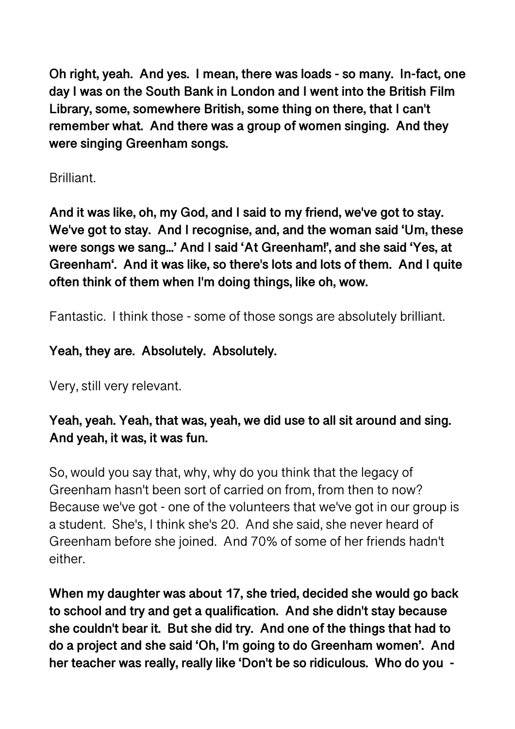**Oh right, yeah. And yes. I mean, there was loads - so many. In-fact, one day I was on the South Bank in London and I went into the British Film Library, some, somewhere British, some thing on there, that I can't remember what. And there was a group of women singing. And they were singing Greenham songs.**

Brilliant.

**And it was like, oh, my God, and I said to my friend, we've got to stay. We've got to stay. And I recognise, and, and the woman said 'Um, these were songs we sang...' And I said 'At Greenham!', and she said 'Yes, at Greenham'. And it was like, so there's lots and lots of them. And I quite often think of them when I'm doing things, like oh, wow.**

Fantastic. I think those - some of those songs are absolutely brilliant.

**Yeah, they are. Absolutely. Absolutely.**

Very, still very relevant.

**Yeah, yeah. Yeah, that was, yeah, we did use to all sit around and sing. And yeah, it was, it was fun.**

So, would you say that, why, why do you think that the legacy of Greenham hasn't been sort of carried on from, from then to now? Because we've got - one of the volunteers that we've got in our group is a student. She's, I think she's 20. And she said, she never heard of Greenham before she joined. And 70% of some of her friends hadn't either.

**When my daughter was about 17, she tried, decided she would go back to school and try and get a qualification. And she didn't stay because she couldn't bear it. But she did try. And one of the things that had to do a project and she said 'Oh, I'm going to do Greenham women'. And her teacher was really, really like 'Don't be so ridiculous. Who do you -**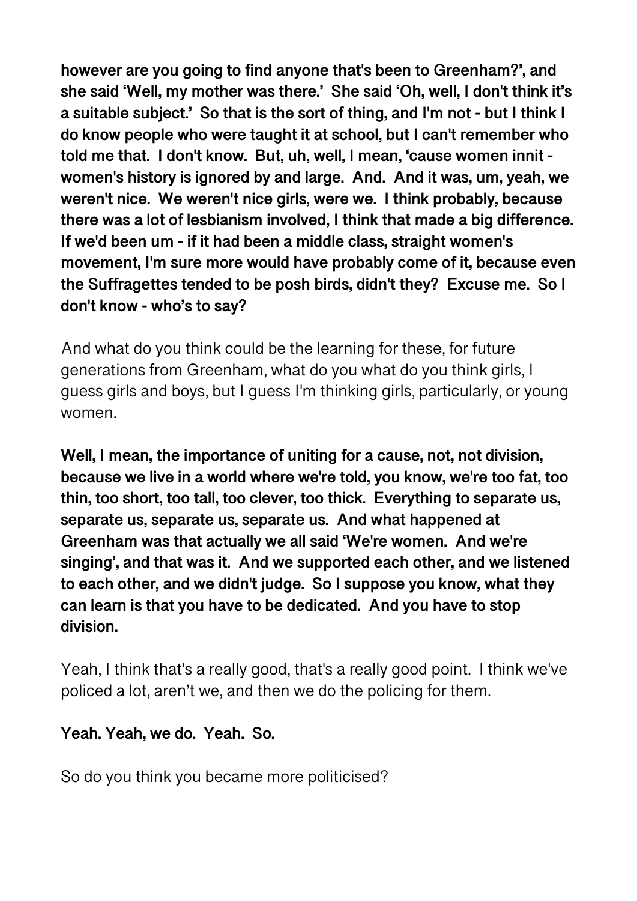**however are you going to find anyone that's been to Greenham?', and she said 'Well, my mother was there.' She said 'Oh, well, I don't think it's a suitable subject.' So that is the sort of thing, and I'm not - but I think I do know people who were taught it at school, but I can't remember who told me that. I don't know. But, uh, well, I mean, 'cause women innit - women's history is ignored by and large. And. And it was, um, yeah, we weren't nice. We weren't nice girls, were we. I think probably, because there was a lot of lesbianism involved, I think that made a big difference. If we'd been um - if it had been a middle class, straight women's movement, I'm sure more would have probably come of it, because even the Suffragettes tended to be posh birds, didn't they? Excuse me. So I don't know - who's to say?**

And what do you think could be the learning for these, for future generations from Greenham, what do you what do you think girls, I guess girls and boys, but I guess I'm thinking girls, particularly, or young women.

**Well, I mean, the importance of uniting for a cause, not, not division, because we live in a world where we're told, you know, we're too fat, too thin, too short, too tall, too clever, too thick. Everything to separate us, separate us, separate us, separate us. And what happened at Greenham was that actually we all said 'We're women. And we're singing', and that was it. And we supported each other, and we listened to each other, and we didn't judge. So I suppose you know, what they can learn is that you have to be dedicated. And you have to stop division.**

Yeah, I think that's a really good, that's a really good point. I think we've policed a lot, aren't we, and then we do the policing for them.

**Yeah. Yeah, we do. Yeah. So.**

So do you think you became more politicised?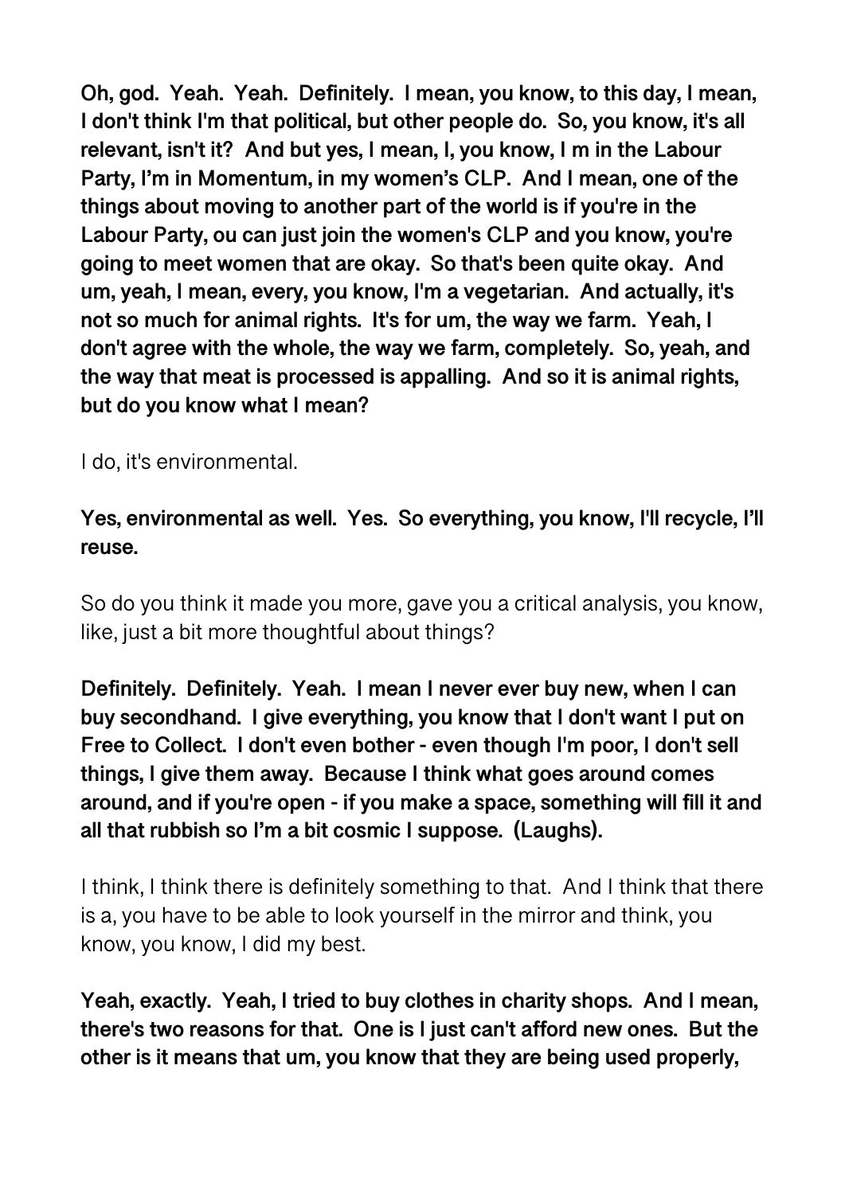**Oh, god. Yeah. Yeah. Definitely. I mean, you know, to this day, I mean, I don't think I'm that political, but other people do. So, you know, it's all relevant, isn't it? And but yes, I mean, I, you know, I m in the Labour Party, I'm in Momentum, in my women's CLP. And I mean, one of the things about moving to another part of the world is if you're in the Labour Party, ou can just join the women's CLP and you know, you're going to meet women that are okay. So that's been quite okay. And um, yeah, I mean, every, you know, I'm a vegetarian. And actually, it's not so much for animal rights. It's for um, the way we farm. Yeah, I don't agree with the whole, the way we farm, completely. So, yeah, and the way that meat is processed is appalling. And so it is animal rights, but do you know what I mean?**

I do, it's environmental.

**Yes, environmental as well. Yes. So everything, you know, I'll recycle, I'll reuse.**

So do you think it made you more, gave you a critical analysis, you know, like, just a bit more thoughtful about things?

**Definitely. Definitely. Yeah. I mean I never ever buy new, when I can buy secondhand. I give everything, you know that I don't want I put on Free to Collect. I don't even bother - even though I'm poor, I don't sell things, I give them away. Because I think what goes around comes around, and if you're open - if you make a space, something will fill it and all that rubbish so I'm a bit cosmic I suppose. (Laughs).**

I think, I think there is definitely something to that. And I think that there is a, you have to be able to look yourself in the mirror and think, you know, you know, I did my best.

**Yeah, exactly. Yeah, I tried to buy clothes in charity shops. And I mean, there's two reasons for that. One is I just can't afford new ones. But the other is it means that um, you know that they are being used properly,**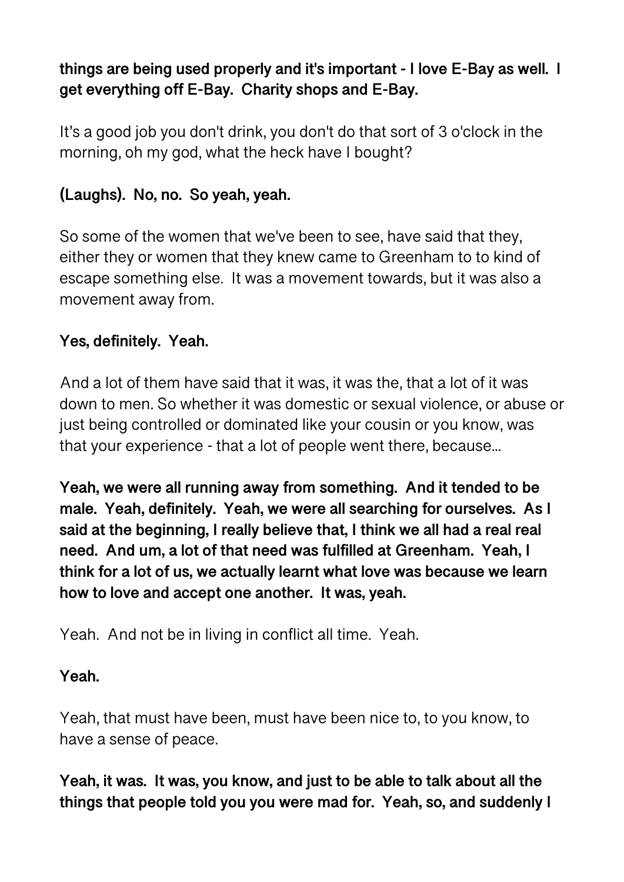**things are being used properly and it's important - I love E-Bay as well. I get everything off E-Bay. Charity shops and E-Bay.**

It's a good job you don't drink, you don't do that sort of 3 o'clock in the morning, oh my god, what the heck have I bought?

**(Laughs). No, no. So yeah, yeah.**

So some of the women that we've been to see, have said that they, either they or women that they knew came to Greenham to to kind of escape something else. It was a movement towards, but it was also a movement away from.

**Yes, definitely. Yeah.**

And a lot of them have said that it was, it was the, that a lot of it was down to men. So whether it was domestic or sexual violence, or abuse or just being controlled or dominated like your cousin or you know, was that your experience - that a lot of people went there, because...

**Yeah, we were all running away from something. And it tended to be male. Yeah, definitely. Yeah, we were all searching for ourselves. As I said at the beginning, I really believe that, I think we all had a real real need. And um, a lot of that need was fulfilled at Greenham. Yeah, I think for a lot of us, we actually learnt what love was because we learn how to love and accept one another. It was, yeah.**

Yeah. And not be in living in conflict all time. Yeah.

**Yeah.**

Yeah, that must have been, must have been nice to, to you know, to have a sense of peace.

**Yeah, it was. It was, you know, and just to be able to talk about all the things that people told you you were mad for. Yeah, so, and suddenly I**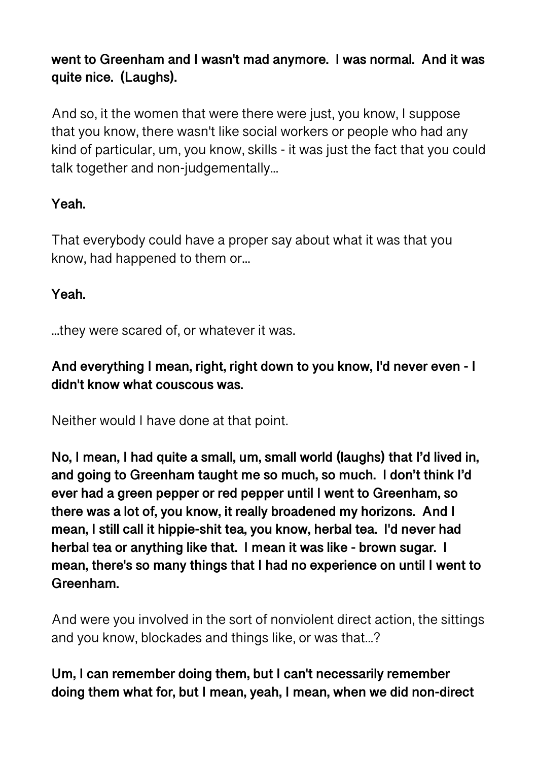**went to Greenham and I wasn't mad anymore. I was normal. And it was quite nice. (Laughs).**

And so, it the women that were there were just, you know, I suppose that you know, there wasn't like social workers or people who had any kind of particular, um, you know, skills - it was just the fact that you could talk together and non-judgementally…

**Yeah.**

That everybody could have a proper say about what it was that you know, had happened to them or…

**Yeah.**

…they were scared of, or whatever it was.

**And everything I mean, right, right down to you know, I'd never even - I didn't know what couscous was.**

Neither would I have done at that point.

**No, I mean, I had quite a small, um, small world (laughs) that I'd lived in, and going to Greenham taught me so much, so much. I don't think I'd ever had a green pepper or red pepper until I went to Greenham, so there was a lot of, you know, it really broadened my horizons. And I mean, I still call it hippie-shit tea, you know, herbal tea. I'd never had herbal tea or anything like that. I mean it was like - brown sugar. I mean, there's so many things that I had no experience on until I went to Greenham.**

And were you involved in the sort of nonviolent direct action, the sittings and you know, blockades and things like, or was that…?

**Um, I can remember doing them, but I can't necessarily remember doing them what for, but I mean, yeah, I mean, when we did non-direct**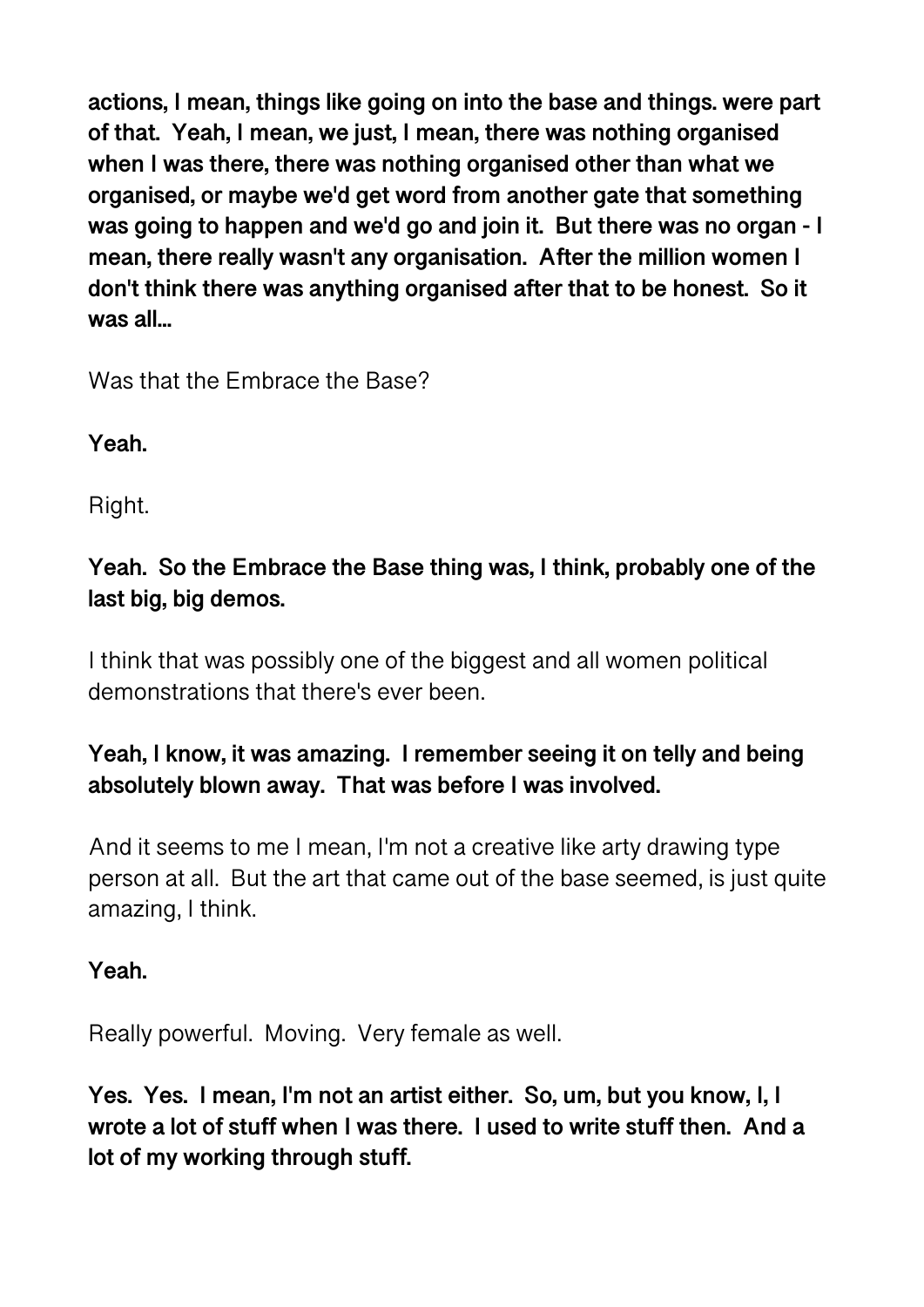**actions, I mean, things like going on into the base and things. were part of that. Yeah, I mean, we just, I mean, there was nothing organised when I was there, there was nothing organised other than what we organised, or maybe we'd get word from another gate that something was going to happen and we'd go and join it. But there was no organ - I mean, there really wasn't any organisation. After the million women I don't think there was anything organised after that to be honest. So it was all...**

Was that the Embrace the Base?

**Yeah.**

Right.

**Yeah. So the Embrace the Base thing was, I think, probably one of the last big, big demos.**

I think that was possibly one of the biggest and all women political demonstrations that there's ever been.

**Yeah, I know, it was amazing. I remember seeing it on telly and being absolutely blown away. That was before I was involved.**

And it seems to me I mean, I'm not a creative like arty drawing type person at all. But the art that came out of the base seemed, is just quite amazing, I think.

**Yeah.**

Really powerful. Moving. Very female as well.

**Yes. Yes. I mean, I'm not an artist either. So, um, but you know, I, I wrote a lot of stuff when I was there. I used to write stuff then. And a lot of my working through stuff.**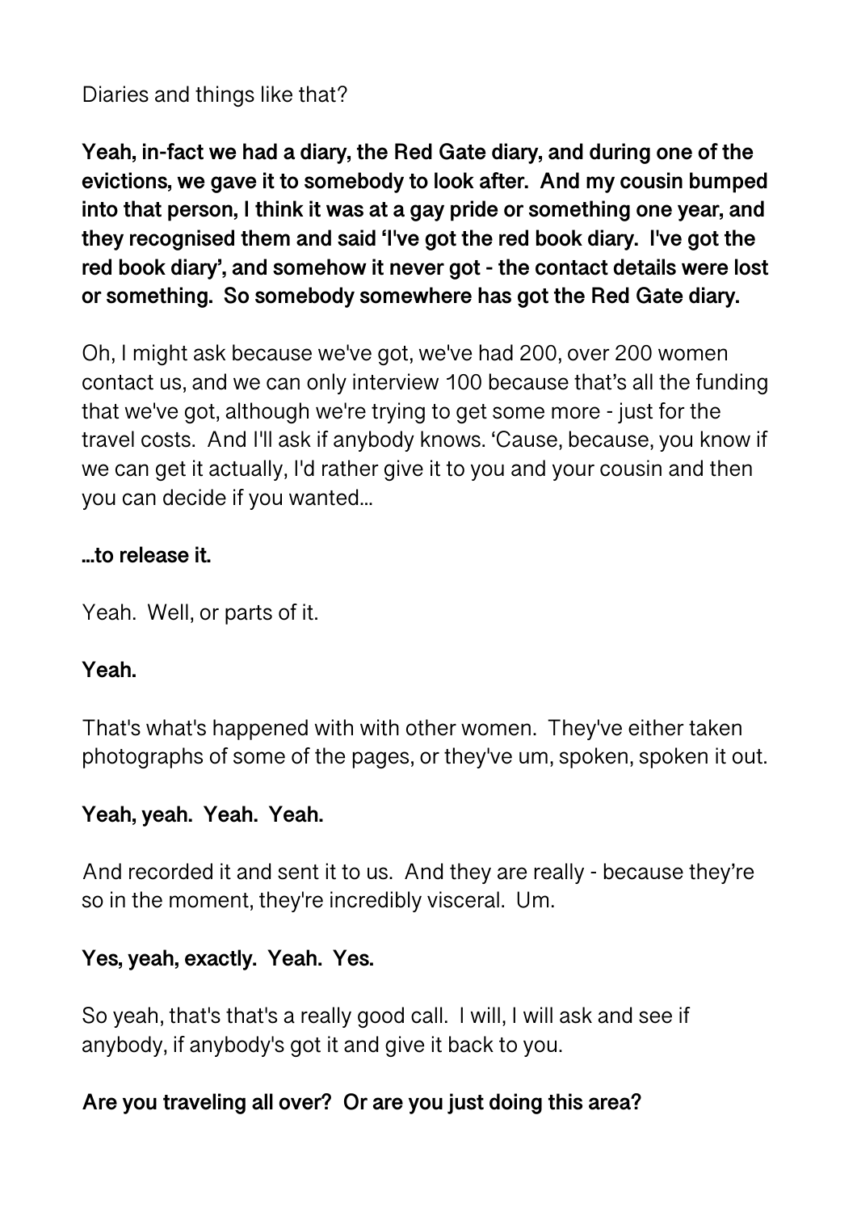Diaries and things like that?

**Yeah, in-fact we had a diary, the Red Gate diary, and during one of the evictions, we gave it to somebody to look after. And my cousin bumped into that person, I think it was at a gay pride or something one year, and they recognised them and said 'I've got the red book diary. I've got the red book diary', and somehow it never got - the contact details were lost or something. So somebody somewhere has got the Red Gate diary.**

Oh, I might ask because we've got, we've had 200, over 200 women contact us, and we can only interview 100 because that's all the funding that we've got, although we're trying to get some more - just for the travel costs. And I'll ask if anybody knows. 'Cause, because, you know if we can get it actually, I'd rather give it to you and your cousin and then you can decide if you wanted...

**...to release it.**

Yeah. Well, or parts of it.

**Yeah.**

That's what's happened with with other women. They've either taken photographs of some of the pages, or they've um, spoken, spoken it out.

**Yeah, yeah. Yeah. Yeah.**

And recorded it and sent it to us. And they are really - because they're so in the moment, they're incredibly visceral. Um.

**Yes, yeah, exactly. Yeah. Yes.**

So yeah, that's that's a really good call. I will, I will ask and see if anybody, if anybody's got it and give it back to you.

**Are you traveling all over? Or are you just doing this area?**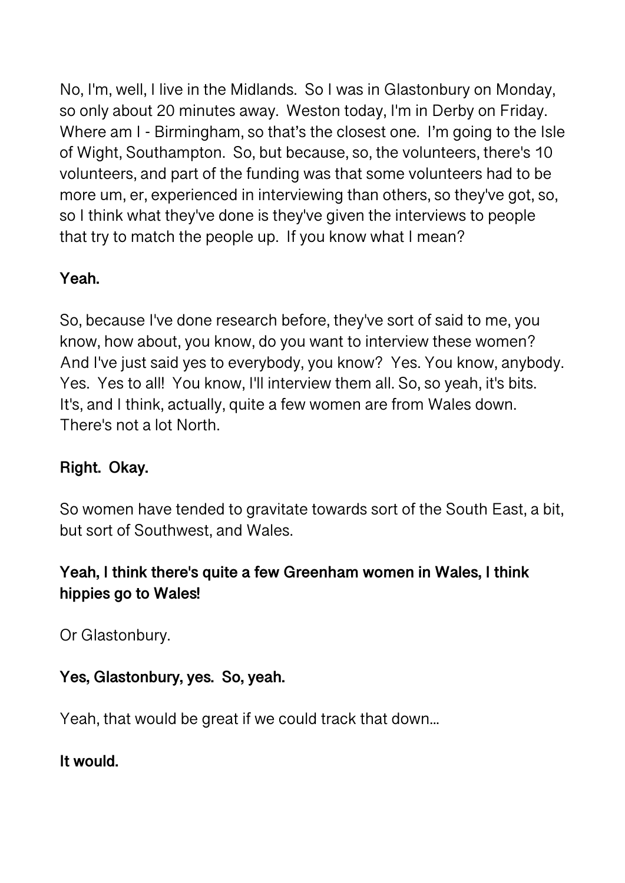No, I'm, well, I live in the Midlands.  So I was in Glastonbury on Monday, so only about 20 minutes away.  Weston today, I'm in Derby on Friday.  Where am I - Birmingham, so that's the closest one.  I'm going to the Isle of Wight, Southampton.  So, but because, so, the volunteers, there's 10 volunteers, and part of the funding was that some volunteers had to be more um, er, experienced in interviewing than others, so they've got, so, so I think what they've done is they've given the interviews to people that try to match the people up.  If you know what I mean?

**Yeah.**

So, because I've done research before, they've sort of said to me, you know, how about, you know, do you want to interview these women?  And I've just said yes to everybody, you know?  Yes. You know, anybody. Yes.  Yes to all!  You know, I'll interview them all. So, so yeah, it's bits. It's, and I think, actually, quite a few women are from Wales down. There's not a lot North.

**Right.  Okay.**

So women have tended to gravitate towards sort of the South East, a bit, but sort of Southwest, and Wales.

**Yeah, I think there's quite a few Greenham women in Wales, I think hippies go to Wales!**

Or Glastonbury.

**Yes, Glastonbury, yes.  So, yeah.**

Yeah, that would be great if we could track that down...

**It would.**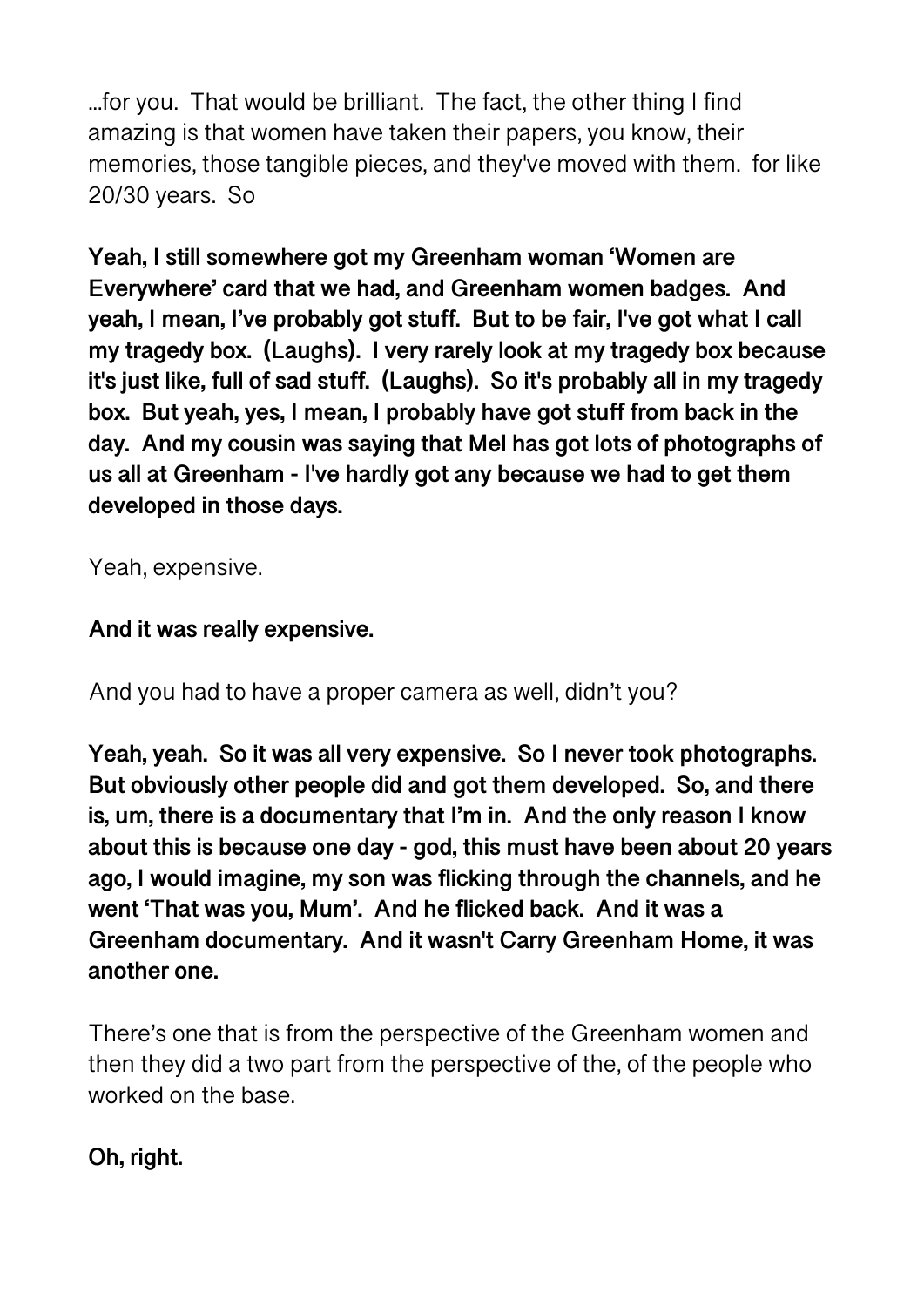...for you. That would be brilliant. The fact, the other thing I find amazing is that women have taken their papers, you know, their memories, those tangible pieces, and they've moved with them. for like 20/30 years. So

**Yeah, I still somewhere got my Greenham woman 'Women are Everywhere' card that we had, and Greenham women badges. And yeah, I mean, I've probably got stuff. But to be fair, I've got what I call my tragedy box. (Laughs). I very rarely look at my tragedy box because it's just like, full of sad stuff. (Laughs). So it's probably all in my tragedy box. But yeah, yes, I mean, I probably have got stuff from back in the day. And my cousin was saying that Mel has got lots of photographs of us all at Greenham - I've hardly got any because we had to get them developed in those days.**

Yeah, expensive.

**And it was really expensive.**

And you had to have a proper camera as well, didn't you?

**Yeah, yeah. So it was all very expensive. So I never took photographs. But obviously other people did and got them developed. So, and there is, um, there is a documentary that I'm in. And the only reason I know about this is because one day - god, this must have been about 20 years ago, I would imagine, my son was flicking through the channels, and he went 'That was you, Mum'. And he flicked back. And it was a Greenham documentary. And it wasn't Carry Greenham Home, it was another one.**

There's one that is from the perspective of the Greenham women and then they did a two part from the perspective of the, of the people who worked on the base.

**Oh, right.**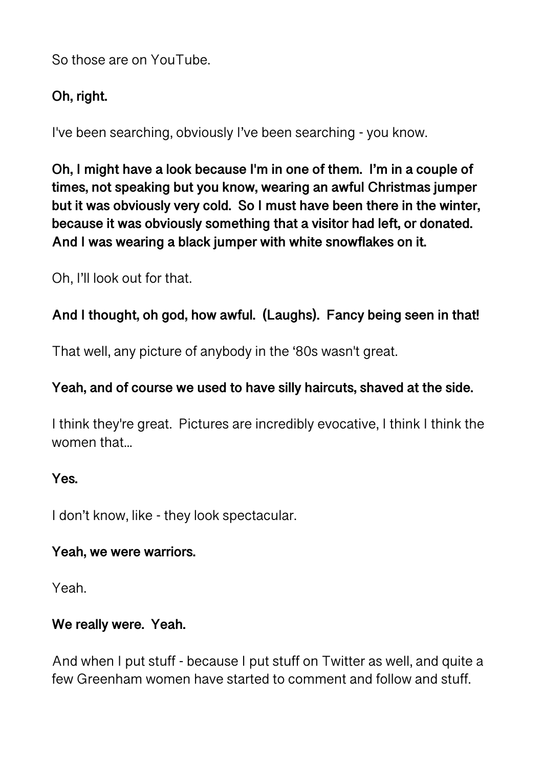So those are on YouTube.

**Oh, right.**

I've been searching, obviously I've been searching - you know.

**Oh, I might have a look because I'm in one of them.  I'm in a couple of times, not speaking but you know, wearing an awful Christmas jumper but it was obviously very cold.  So I must have been there in the winter, because it was obviously something that a visitor had left, or donated.  And I was wearing a black jumper with white snowflakes on it.**

Oh, I'll look out for that.

**And I thought, oh god, how awful.  (Laughs).  Fancy being seen in that!**

That well, any picture of anybody in the '80s wasn't great.

**Yeah, and of course we used to have silly haircuts, shaved at the side.**

I think they're great.  Pictures are incredibly evocative, I think I think the women that...

**Yes.**

I don't know, like - they look spectacular.

**Yeah, we were warriors.**

Yeah.

**We really were.  Yeah.**

And when I put stuff - because I put stuff on Twitter as well, and quite a few Greenham women have started to comment and follow and stuff.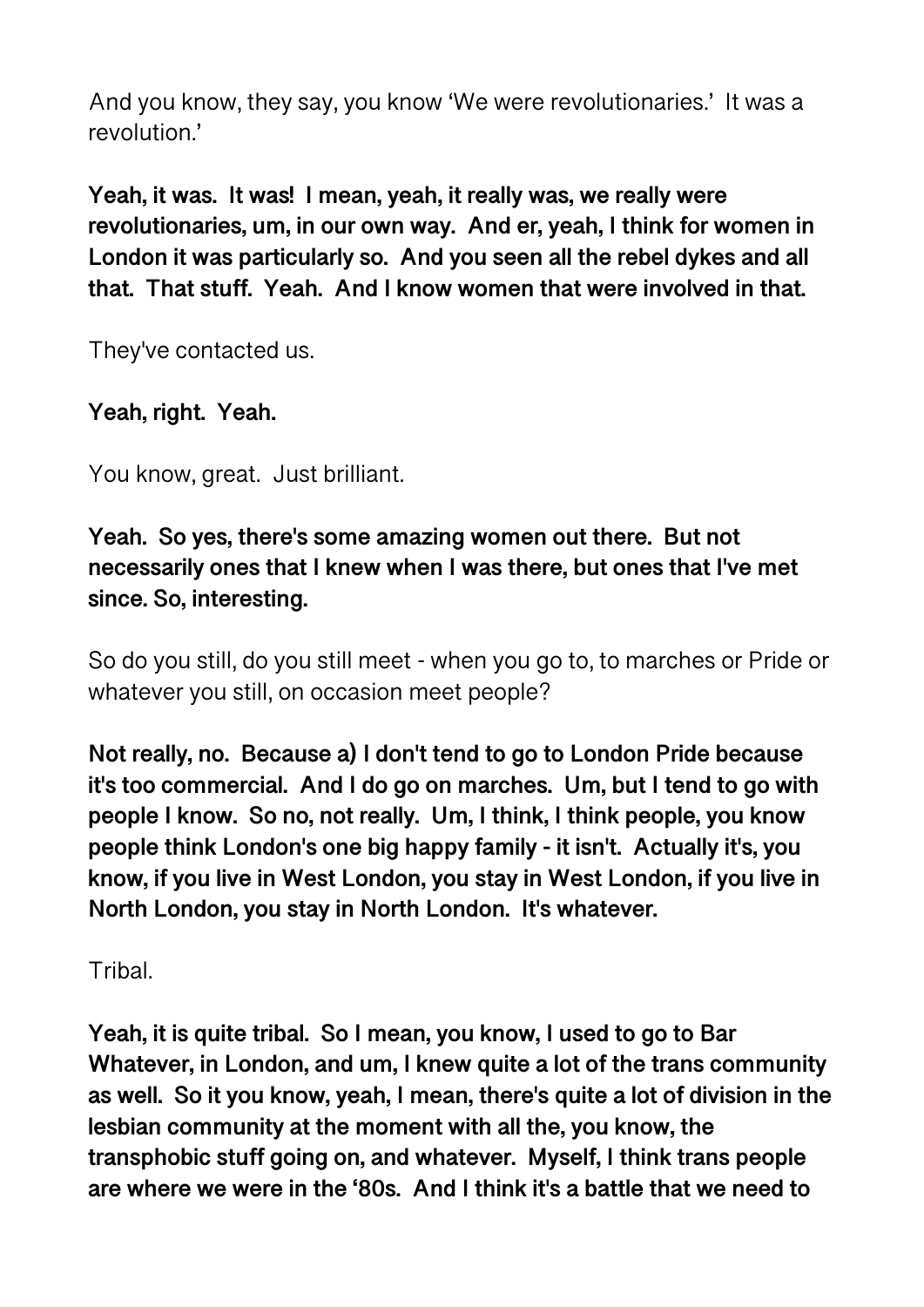And you know, they say, you know 'We were revolutionaries.' It was a revolution.'

**Yeah, it was. It was! I mean, yeah, it really was, we really were revolutionaries, um, in our own way. And er, yeah, I think for women in London it was particularly so. And you seen all the rebel dykes and all that. That stuff. Yeah. And I know women that were involved in that.**

They've contacted us.

**Yeah, right. Yeah.**

You know, great. Just brilliant.

**Yeah. So yes, there's some amazing women out there. But not necessarily ones that I knew when I was there, but ones that I've met since. So, interesting.**

So do you still, do you still meet - when you go to, to marches or Pride or whatever you still, on occasion meet people?

**Not really, no. Because a) I don't tend to go to London Pride because it's too commercial. And I do go on marches. Um, but I tend to go with people I know. So no, not really. Um, I think, I think people, you know people think London's one big happy family - it isn't. Actually it's, you know, if you live in West London, you stay in West London, if you live in North London, you stay in North London. It's whatever.**

Tribal.

**Yeah, it is quite tribal. So I mean, you know, I used to go to Bar Whatever, in London, and um, I knew quite a lot of the trans community as well. So it you know, yeah, I mean, there's quite a lot of division in the lesbian community at the moment with all the, you know, the transphobic stuff going on, and whatever. Myself, I think trans people are where we were in the '80s. And I think it's a battle that we need to**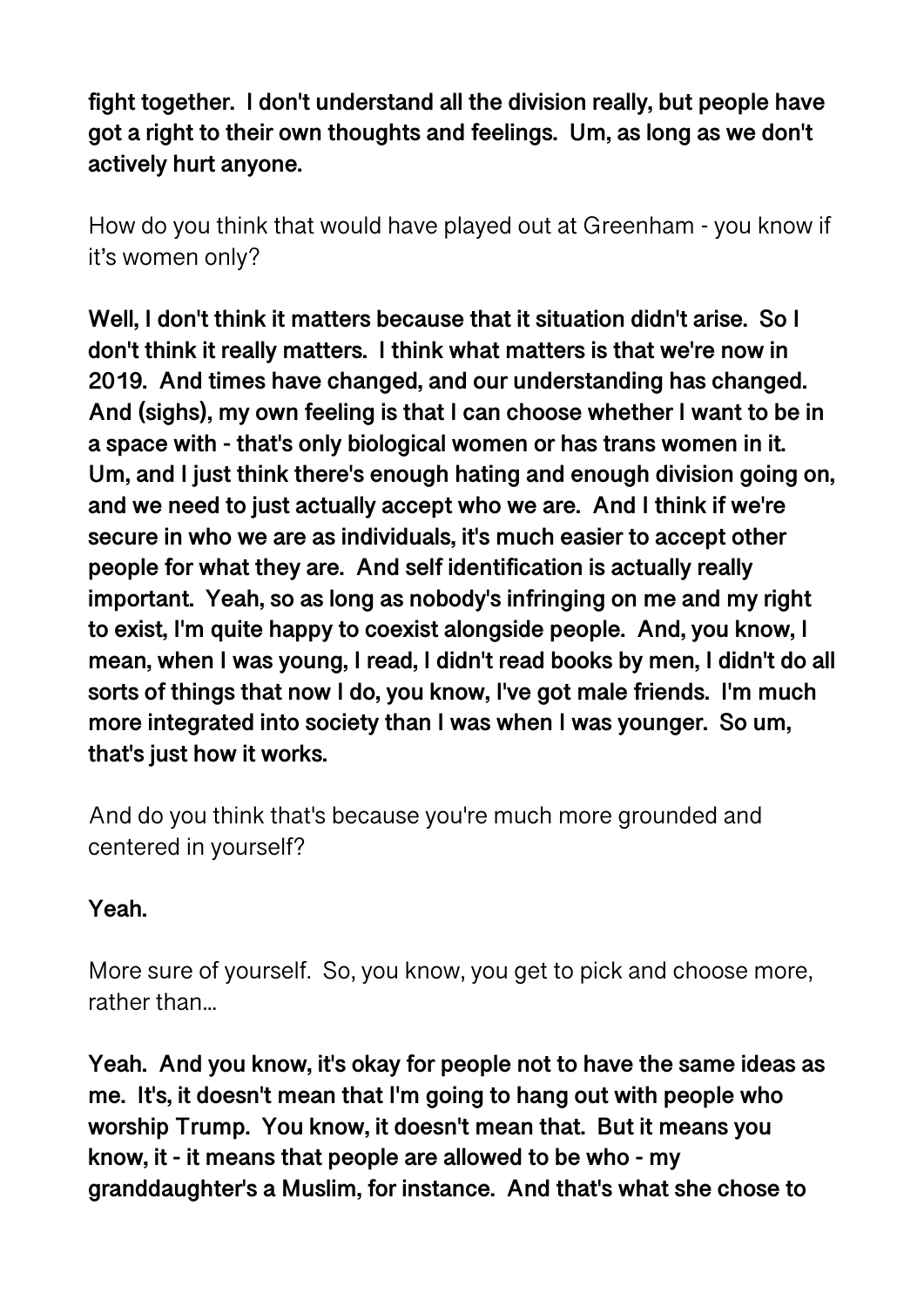**fight together. I don't understand all the division really, but people have got a right to their own thoughts and feelings. Um, as long as we don't actively hurt anyone.**

How do you think that would have played out at Greenham - you know if it's women only?

**Well, I don't think it matters because that it situation didn't arise. So I don't think it really matters. I think what matters is that we're now in 2019. And times have changed, and our understanding has changed. And (sighs), my own feeling is that I can choose whether I want to be in a space with - that's only biological women or has trans women in it. Um, and I just think there's enough hating and enough division going on, and we need to just actually accept who we are. And I think if we're secure in who we are as individuals, it's much easier to accept other people for what they are. And self identification is actually really important. Yeah, so as long as nobody's infringing on me and my right to exist, I'm quite happy to coexist alongside people. And, you know, I mean, when I was young, I read, I didn't read books by men, I didn't do all sorts of things that now I do, you know, I've got male friends. I'm much more integrated into society than I was when I was younger. So um, that's just how it works.**

And do you think that's because you're much more grounded and centered in yourself?

**Yeah.**

More sure of yourself. So, you know, you get to pick and choose more, rather than...

**Yeah. And you know, it's okay for people not to have the same ideas as me. It's, it doesn't mean that I'm going to hang out with people who worship Trump. You know, it doesn't mean that. But it means you know, it - it means that people are allowed to be who - my granddaughter's a Muslim, for instance. And that's what she chose to**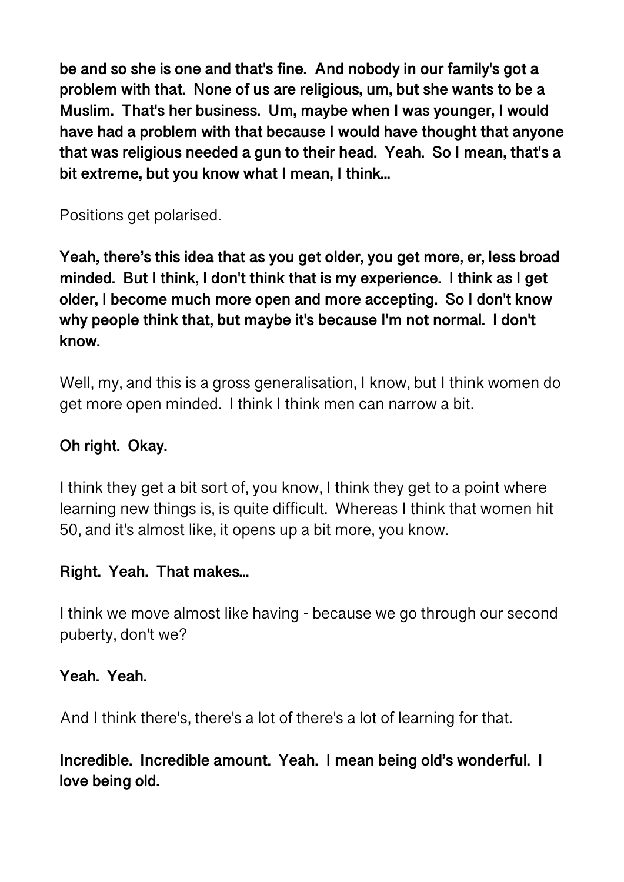**be and so she is one and that's fine.  And nobody in our family's got a problem with that.  None of us are religious, um, but she wants to be a Muslim.  That's her business.  Um, maybe when I was younger, I would have had a problem with that because I would have thought that anyone that was religious needed a gun to their head.  Yeah.  So I mean, that's a bit extreme, but you know what I mean, I think…**

Positions get polarised.

**Yeah, there's this idea that as you get older, you get more, er, less broad minded.  But I think, I don't think that is my experience.  I think as I get older, I become much more open and more accepting.  So I don't know why people think that, but maybe it's because I'm not normal.  I don't know.**

Well, my, and this is a gross generalisation, I know, but I think women do get more open minded.  I think I think men can narrow a bit.

**Oh right.  Okay.**

I think they get a bit sort of, you know, I think they get to a point where learning new things is, is quite difficult.  Whereas I think that women hit 50, and it's almost like, it opens up a bit more, you know.

**Right.  Yeah.  That makes…**

I think we move almost like having - because we go through our second puberty, don't we?

**Yeah.  Yeah.**

And I think there's, there's a lot of there's a lot of learning for that.

**Incredible.  Incredible amount.  Yeah.  I mean being old's wonderful.  I love being old.**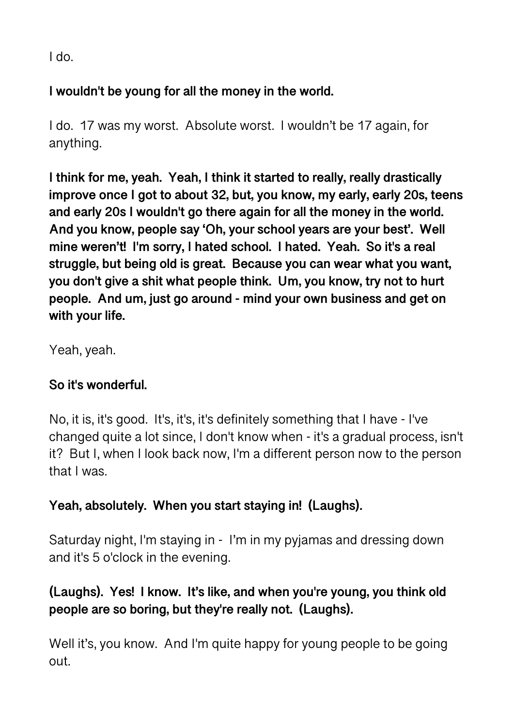I do.

**I wouldn't be young for all the money in the world.**

I do. 17 was my worst. Absolute worst. I wouldn't be 17 again, for anything.

**I think for me, yeah. Yeah, I think it started to really, really drastically improve once I got to about 32, but, you know, my early, early 20s, teens and early 20s I wouldn't go there again for all the money in the world. And you know, people say 'Oh, your school years are your best'. Well mine weren't! I'm sorry, I hated school. I hated. Yeah. So it's a real struggle, but being old is great. Because you can wear what you want, you don't give a shit what people think. Um, you know, try not to hurt people. And um, just go around - mind your own business and get on with your life.**

Yeah, yeah.

**So it's wonderful.**

No, it is, it's good. It's, it's, it's definitely something that I have - I've changed quite a lot since, I don't know when - it's a gradual process, isn't it? But I, when I look back now, I'm a different person now to the person that I was.

**Yeah, absolutely. When you start staying in! (Laughs).**

Saturday night, I'm staying in - I'm in my pyjamas and dressing down and it's 5 o'clock in the evening.

**(Laughs). Yes! I know. It's like, and when you're young, you think old people are so boring, but they're really not. (Laughs).**

Well it's, you know. And I'm quite happy for young people to be going out.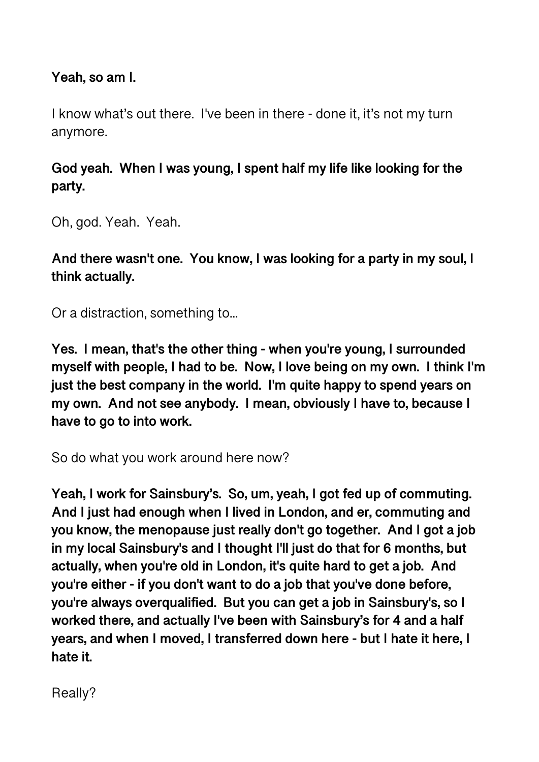**Yeah, so am I.**

I know what's out there.  I've been in there - done it, it's not my turn anymore.

**God yeah.  When I was young, I spent half my life like looking for the party.**

Oh, god. Yeah.  Yeah.

**And there wasn't one.  You know, I was looking for a party in my soul, I think actually.**

Or a distraction, something to…

**Yes.  I mean, that's the other thing - when you're young, I surrounded myself with people, I had to be.  Now, I love being on my own.  I think I'm just the best company in the world.  I'm quite happy to spend years on my own.  And not see anybody.  I mean, obviously I have to, because I have to go to into work.**

So do what you work around here now?

**Yeah, I work for Sainsbury's.  So, um, yeah, I got fed up of commuting.  And I just had enough when I lived in London, and er, commuting and you know, the menopause just really don't go together.  And I got a job in my local Sainsbury's and I thought I'll just do that for 6 months, but actually, when you're old in London, it's quite hard to get a job.  And you're either - if you don't want to do a job that you've done before, you're always overqualified.  But you can get a job in Sainsbury's, so I worked there, and actually I've been with Sainsbury's for 4 and a half years, and when I moved, I transferred down here - but I hate it here, I hate it.**

Really?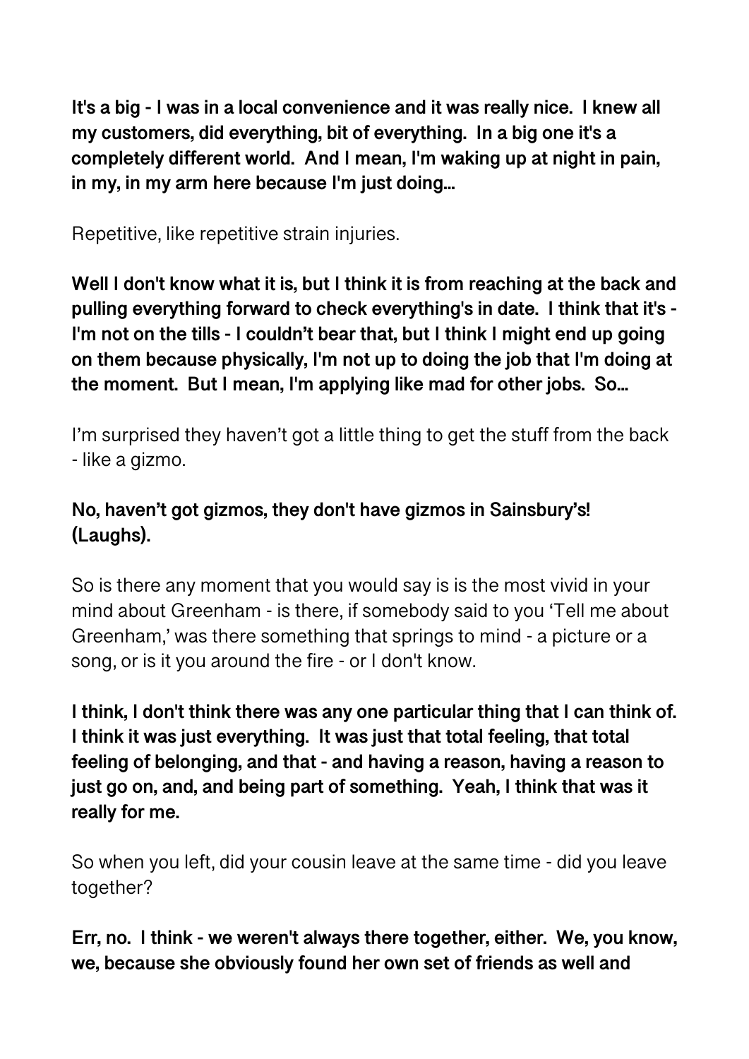**It's a big - I was in a local convenience and it was really nice. I knew all my customers, did everything, bit of everything. In a big one it's a completely different world. And I mean, I'm waking up at night in pain, in my, in my arm here because I'm just doing...**

Repetitive, like repetitive strain injuries.

**Well I don't know what it is, but I think it is from reaching at the back and pulling everything forward to check everything's in date. I think that it's - I'm not on the tills - I couldn't bear that, but I think I might end up going on them because physically, I'm not up to doing the job that I'm doing at the moment. But I mean, I'm applying like mad for other jobs. So...**

I'm surprised they haven't got a little thing to get the stuff from the back - like a gizmo.

**No, haven't got gizmos, they don't have gizmos in Sainsbury's! (Laughs).**

So is there any moment that you would say is is the most vivid in your mind about Greenham - is there, if somebody said to you 'Tell me about Greenham,' was there something that springs to mind - a picture or a song, or is it you around the fire - or I don't know.

**I think, I don't think there was any one particular thing that I can think of. I think it was just everything. It was just that total feeling, that total feeling of belonging, and that - and having a reason, having a reason to just go on, and, and being part of something. Yeah, I think that was it really for me.**

So when you left, did your cousin leave at the same time - did you leave together?

**Err, no. I think - we weren't always there together, either. We, you know, we, because she obviously found her own set of friends as well and**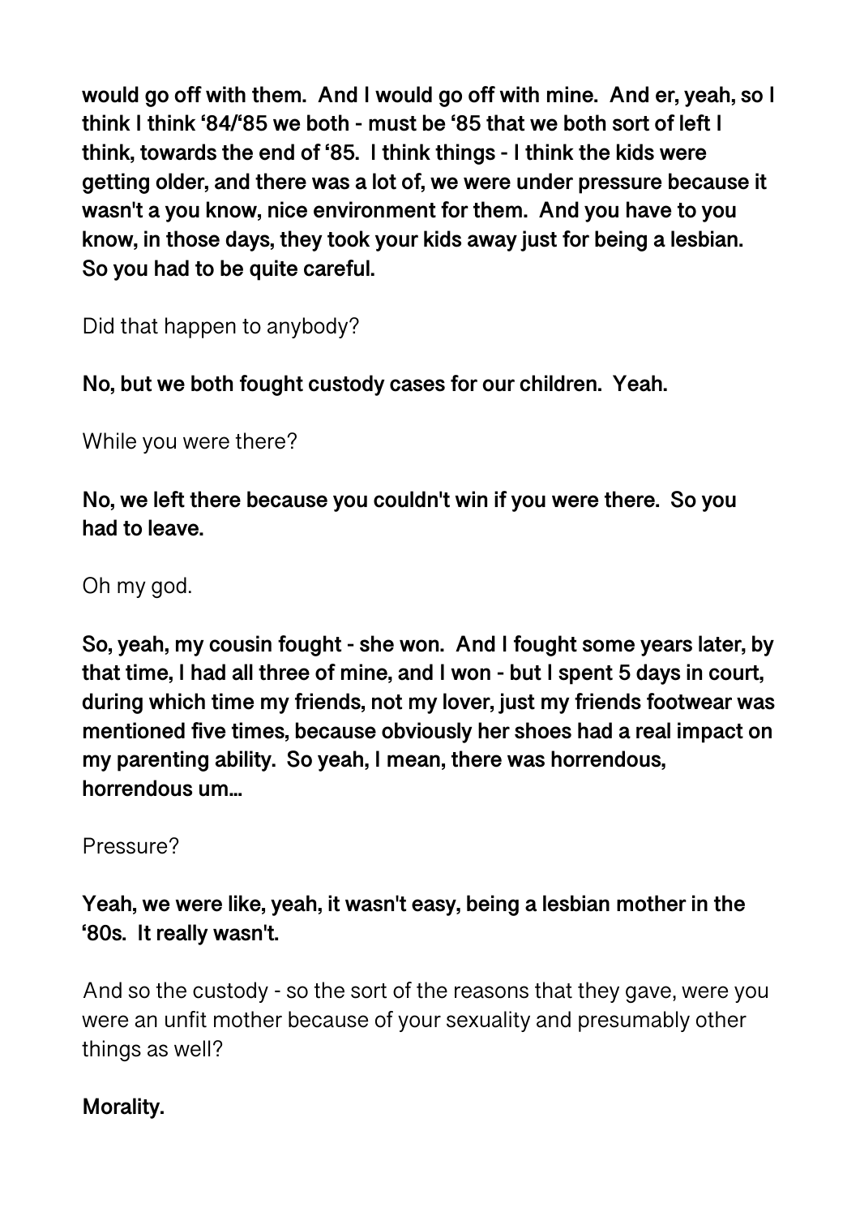**would go off with them. And I would go off with mine. And er, yeah, so I think I think '84/'85 we both - must be '85 that we both sort of left I think, towards the end of '85. I think things - I think the kids were getting older, and there was a lot of, we were under pressure because it wasn't a you know, nice environment for them. And you have to you know, in those days, they took your kids away just for being a lesbian. So you had to be quite careful.**

Did that happen to anybody?

**No, but we both fought custody cases for our children. Yeah.**

While you were there?

**No, we left there because you couldn't win if you were there. So you had to leave.**

Oh my god.

**So, yeah, my cousin fought - she won. And I fought some years later, by that time, I had all three of mine, and I won - but I spent 5 days in court, during which time my friends, not my lover, just my friends footwear was mentioned five times, because obviously her shoes had a real impact on my parenting ability. So yeah, I mean, there was horrendous, horrendous um…**

Pressure?

**Yeah, we were like, yeah, it wasn't easy, being a lesbian mother in the '80s. It really wasn't.**

And so the custody - so the sort of the reasons that they gave, were you were an unfit mother because of your sexuality and presumably other things as well?

**Morality.**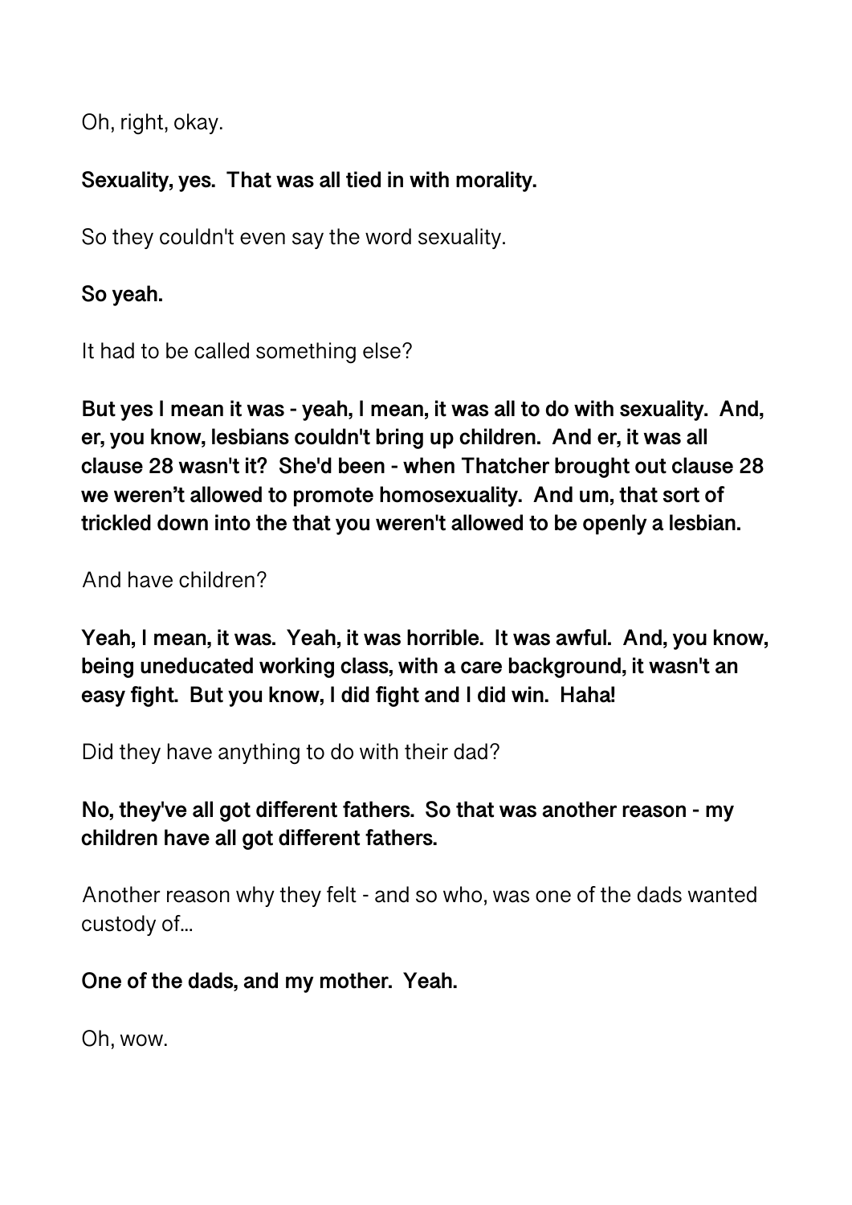Oh, right, okay.

**Sexuality, yes. That was all tied in with morality.**

So they couldn't even say the word sexuality.

**So yeah.**

It had to be called something else?

**But yes I mean it was - yeah, I mean, it was all to do with sexuality. And, er, you know, lesbians couldn't bring up children. And er, it was all clause 28 wasn't it? She'd been - when Thatcher brought out clause 28 we weren't allowed to promote homosexuality. And um, that sort of trickled down into the that you weren't allowed to be openly a lesbian.**

And have children?

**Yeah, I mean, it was. Yeah, it was horrible. It was awful. And, you know, being uneducated working class, with a care background, it wasn't an easy fight. But you know, I did fight and I did win. Haha!**

Did they have anything to do with their dad?

**No, they've all got different fathers. So that was another reason - my children have all got different fathers.**

Another reason why they felt - and so who, was one of the dads wanted custody of...

**One of the dads, and my mother. Yeah.**

Oh, wow.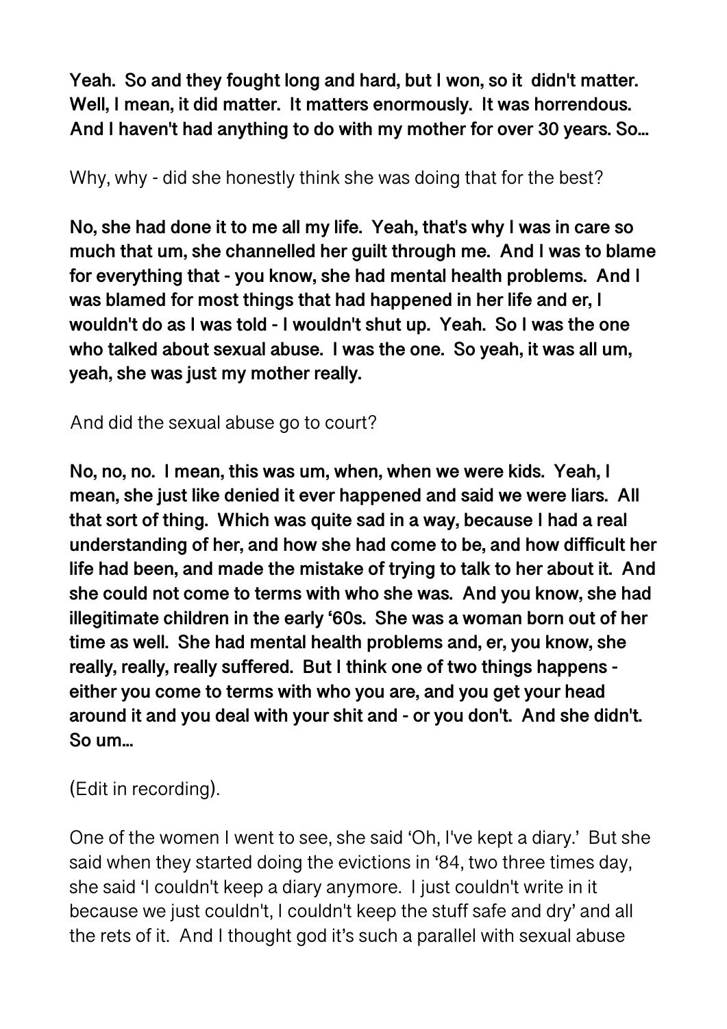**Yeah. So and they fought long and hard, but I won, so it didn't matter. Well, I mean, it did matter. It matters enormously. It was horrendous. And I haven't had anything to do with my mother for over 30 years. So...**

Why, why - did she honestly think she was doing that for the best?

**No, she had done it to me all my life. Yeah, that's why I was in care so much that um, she channelled her guilt through me. And I was to blame for everything that - you know, she had mental health problems. And I was blamed for most things that had happened in her life and er, I wouldn't do as I was told - I wouldn't shut up. Yeah. So I was the one who talked about sexual abuse. I was the one. So yeah, it was all um, yeah, she was just my mother really.**

And did the sexual abuse go to court?

**No, no, no. I mean, this was um, when, when we were kids. Yeah, I mean, she just like denied it ever happened and said we were liars. All that sort of thing. Which was quite sad in a way, because I had a real understanding of her, and how she had come to be, and how difficult her life had been, and made the mistake of trying to talk to her about it. And she could not come to terms with who she was. And you know, she had illegitimate children in the early '60s. She was a woman born out of her time as well. She had mental health problems and, er, you know, she really, really, really suffered. But I think one of two things happens - either you come to terms with who you are, and you get your head around it and you deal with your shit and - or you don't. And she didn't. So um...**

(Edit in recording).

One of the women I went to see, she said 'Oh, I've kept a diary.' But she said when they started doing the evictions in '84, two three times day, she said 'I couldn't keep a diary anymore. I just couldn't write in it because we just couldn't, I couldn't keep the stuff safe and dry' and all the rets of it. And I thought god it's such a parallel with sexual abuse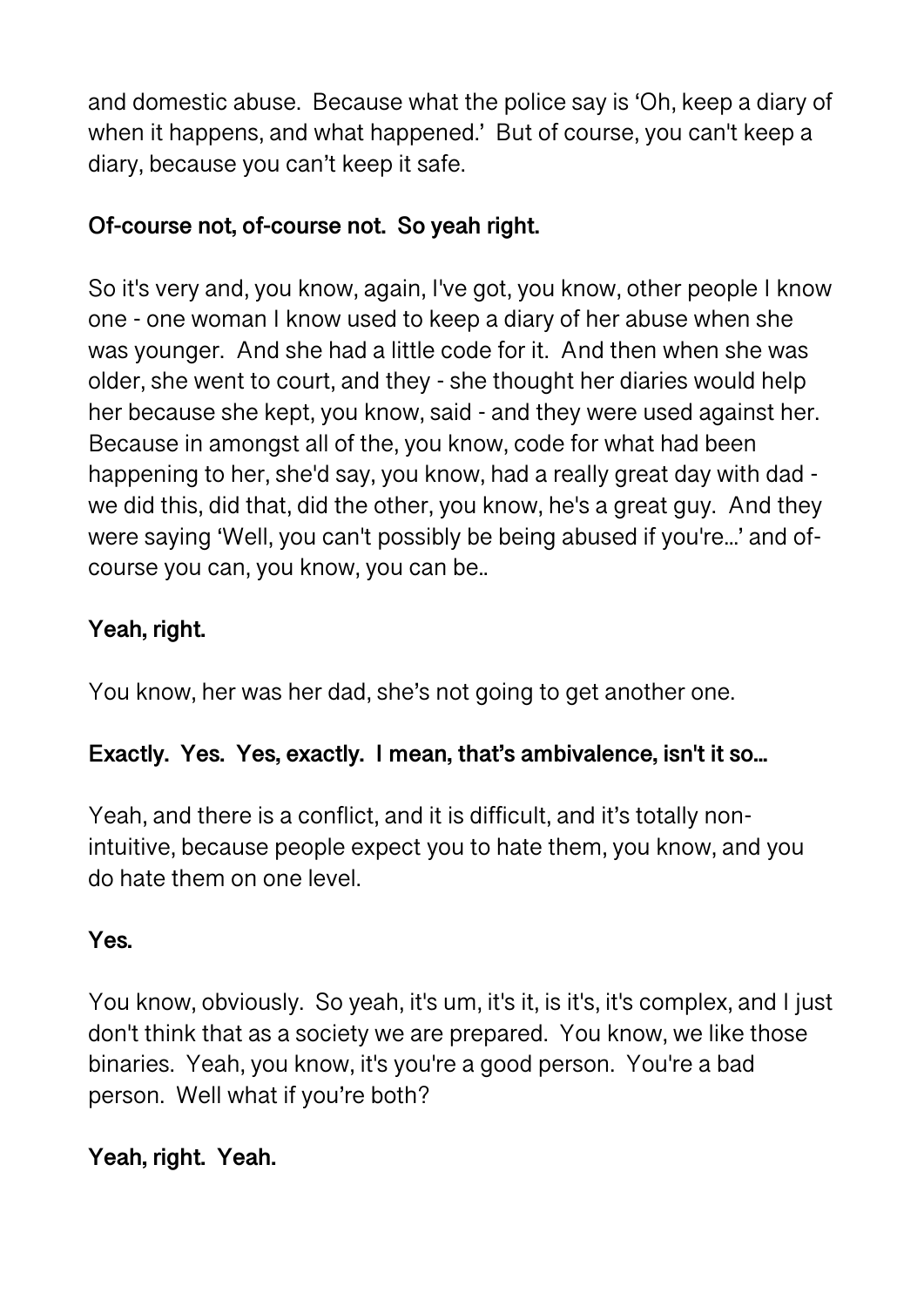and domestic abuse. Because what the police say is 'Oh, keep a diary of when it happens, and what happened.' But of course, you can't keep a diary, because you can't keep it safe.

**Of-course not, of-course not. So yeah right.**

So it's very and, you know, again, I've got, you know, other people I know one - one woman I know used to keep a diary of her abuse when she was younger. And she had a little code for it. And then when she was older, she went to court, and they - she thought her diaries would help her because she kept, you know, said - and they were used against her. Because in amongst all of the, you know, code for what had been happening to her, she'd say, you know, had a really great day with dad - we did this, did that, did the other, you know, he's a great guy. And they were saying 'Well, you can't possibly be being abused if you're...' and of-course you can, you know, you can be..

**Yeah, right.**

You know, her was her dad, she's not going to get another one.

**Exactly. Yes. Yes, exactly. I mean, that's ambivalence, isn't it so...**

Yeah, and there is a conflict, and it is difficult, and it's totally non-intuitive, because people expect you to hate them, you know, and you do hate them on one level.

**Yes.**

You know, obviously. So yeah, it's um, it's it, is it's, it's complex, and I just don't think that as a society we are prepared. You know, we like those binaries. Yeah, you know, it's you're a good person. You're a bad person. Well what if you're both?

**Yeah, right. Yeah.**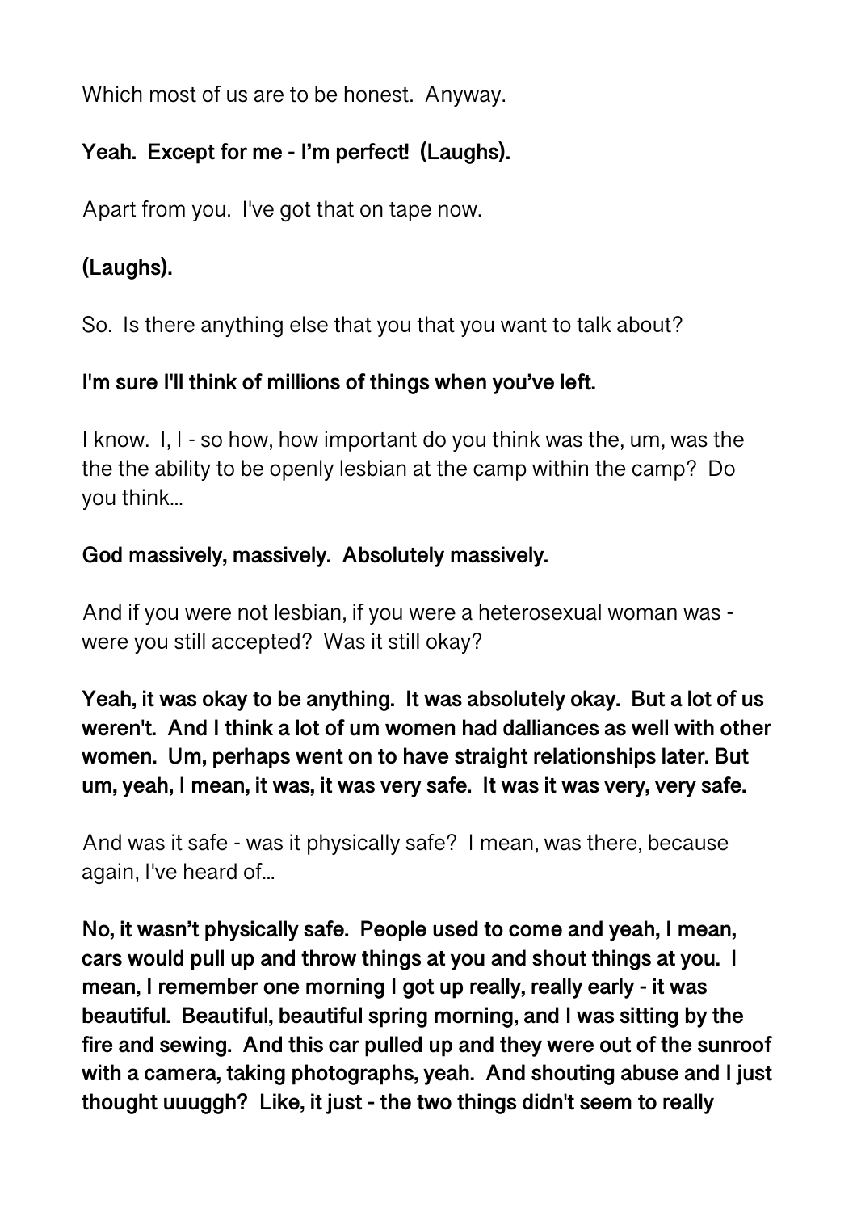Which most of us are to be honest. Anyway.

**Yeah. Except for me - I'm perfect! (Laughs).**

Apart from you. I've got that on tape now.

**(Laughs).**

So. Is there anything else that you that you want to talk about?

**I'm sure I'll think of millions of things when you've left.**

I know. I, I - so how, how important do you think was the, um, was the the the ability to be openly lesbian at the camp within the camp? Do you think…

**God massively, massively. Absolutely massively.**

And if you were not lesbian, if you were a heterosexual woman was - were you still accepted? Was it still okay?

**Yeah, it was okay to be anything. It was absolutely okay. But a lot of us weren't. And I think a lot of um women had dalliances as well with other women. Um, perhaps went on to have straight relationships later. But um, yeah, I mean, it was, it was very safe. It was it was very, very safe.**

And was it safe - was it physically safe? I mean, was there, because again, I've heard of…

**No, it wasn't physically safe. People used to come and yeah, I mean, cars would pull up and throw things at you and shout things at you. I mean, I remember one morning I got up really, really early - it was beautiful. Beautiful, beautiful spring morning, and I was sitting by the fire and sewing. And this car pulled up and they were out of the sunroof with a camera, taking photographs, yeah. And shouting abuse and I just thought uuuggh? Like, it just - the two things didn't seem to really**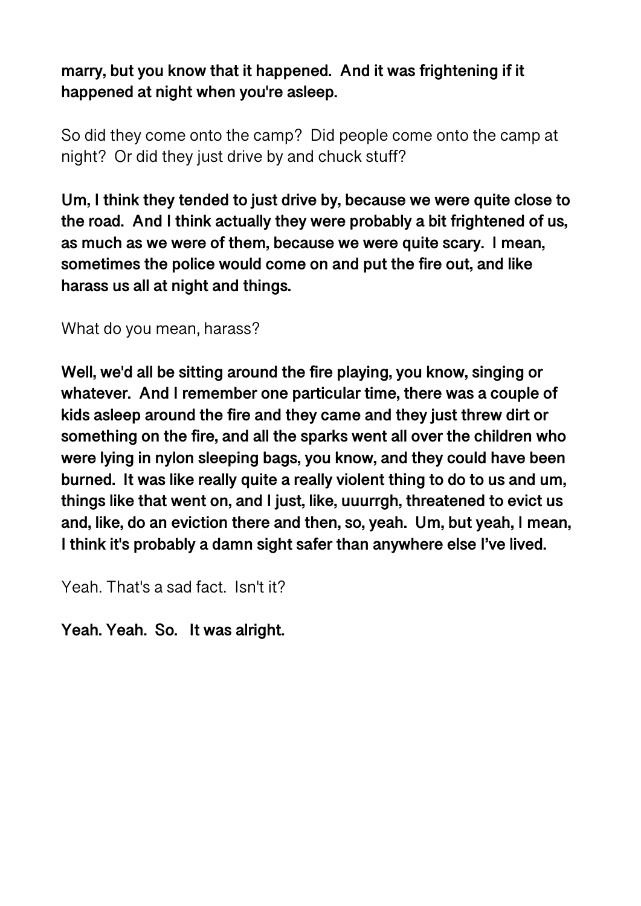**marry, but you know that it happened. And it was frightening if it happened at night when you're asleep.**

So did they come onto the camp? Did people come onto the camp at night? Or did they just drive by and chuck stuff?

**Um, I think they tended to just drive by, because we were quite close to the road. And I think actually they were probably a bit frightened of us, as much as we were of them, because we were quite scary. I mean, sometimes the police would come on and put the fire out, and like harass us all at night and things.**

What do you mean, harass?

**Well, we'd all be sitting around the fire playing, you know, singing or whatever. And I remember one particular time, there was a couple of kids asleep around the fire and they came and they just threw dirt or something on the fire, and all the sparks went all over the children who were lying in nylon sleeping bags, you know, and they could have been burned. It was like really quite a really violent thing to do to us and um, things like that went on, and I just, like, uuurrgh, threatened to evict us and, like, do an eviction there and then, so, yeah. Um, but yeah, I mean, I think it's probably a damn sight safer than anywhere else I've lived.**

Yeah. That's a sad fact. Isn't it?

**Yeah. Yeah. So. It was alright.**